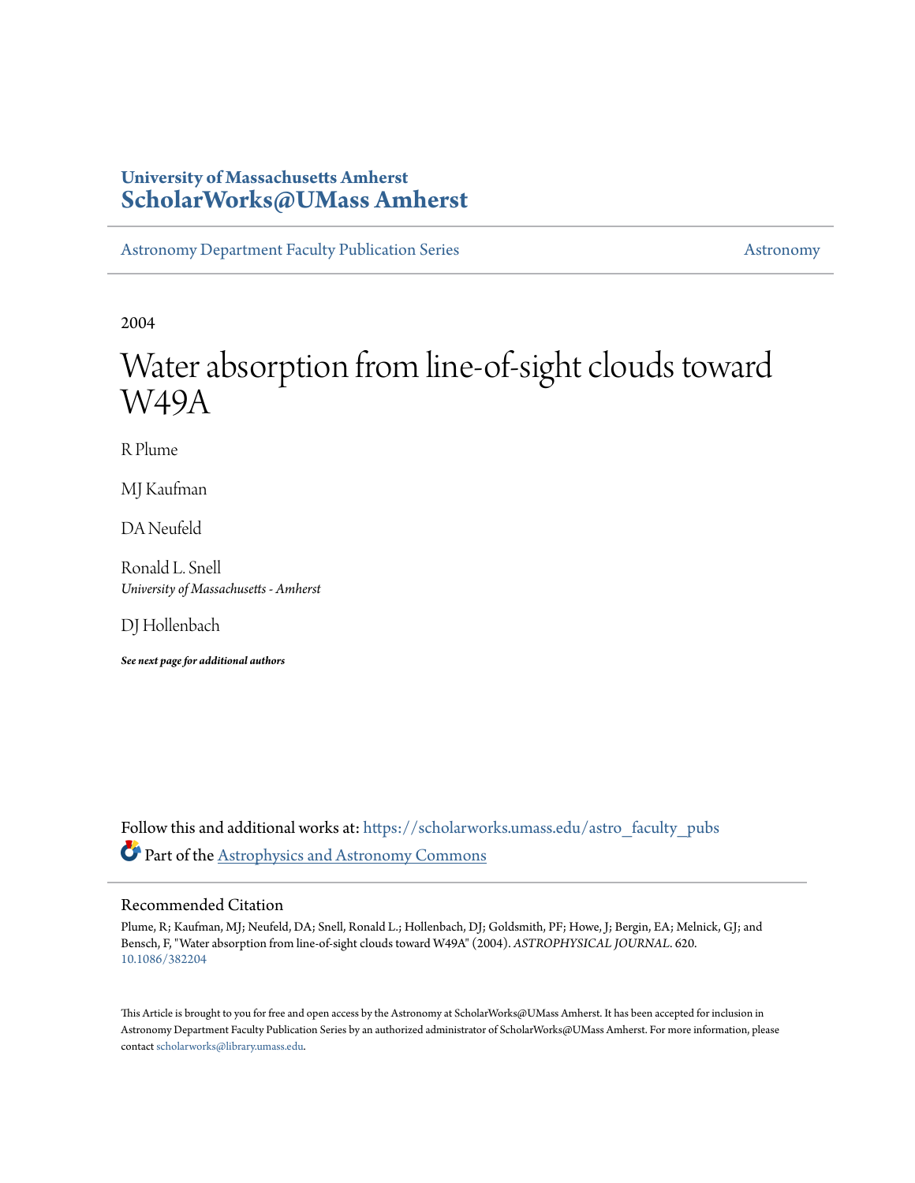University of Massachusetts Amherst
**ScholarWorks@UMass Amherst**

Astronomy Department Faculty Publication Series

Astronomy

2004

# Water absorption from line-of-sight clouds toward W49A

R Plume

MJ Kaufman

DA Neufeld

Ronald L. Snell
*University of Massachusetts - Amherst*

DJ Hollenbach

***See next page for additional authors***

Follow this and additional works at: https://scholarworks.umass.edu/astro_faculty_pubs

Part of the Astrophysics and Astronomy Commons

## Recommended Citation

Plume, R; Kaufman, MJ; Neufeld, DA; Snell, Ronald L.; Hollenbach, DJ; Goldsmith, PF; Howe, J; Bergin, EA; Melnick, GJ; and Bensch, F, "Water absorption from line-of-sight clouds toward W49A" (2004). *ASTROPHYSICAL JOURNAL*. 620. 10.1086/382204

This Article is brought to you for free and open access by the Astronomy at ScholarWorks@UMass Amherst. It has been accepted for inclusion in Astronomy Department Faculty Publication Series by an authorized administrator of ScholarWorks@UMass Amherst. For more information, please contact scholarworks@library.umass.edu.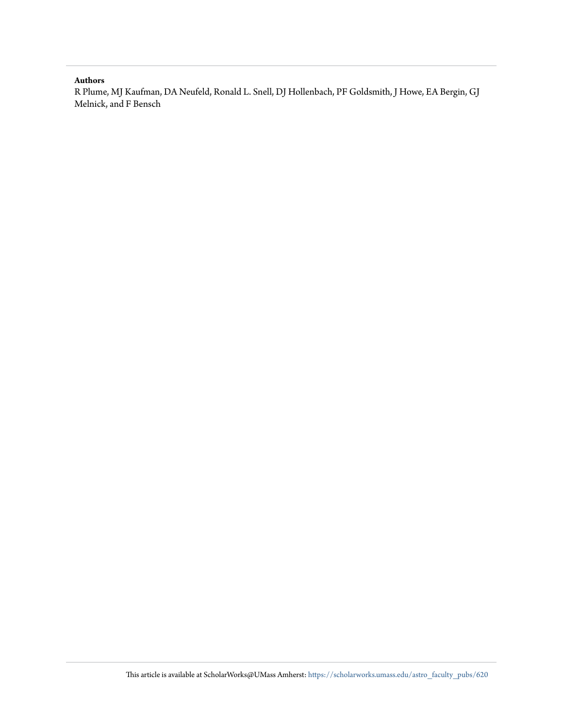**Authors**

R Plume, MJ Kaufman, DA Neufeld, Ronald L. Snell, DJ Hollenbach, PF Goldsmith, J Howe, EA Bergin, GJ Melnick, and F Bensch

This article is available at ScholarWorks@UMass Amherst: https://scholarworks.umass.edu/astro_faculty_pubs/620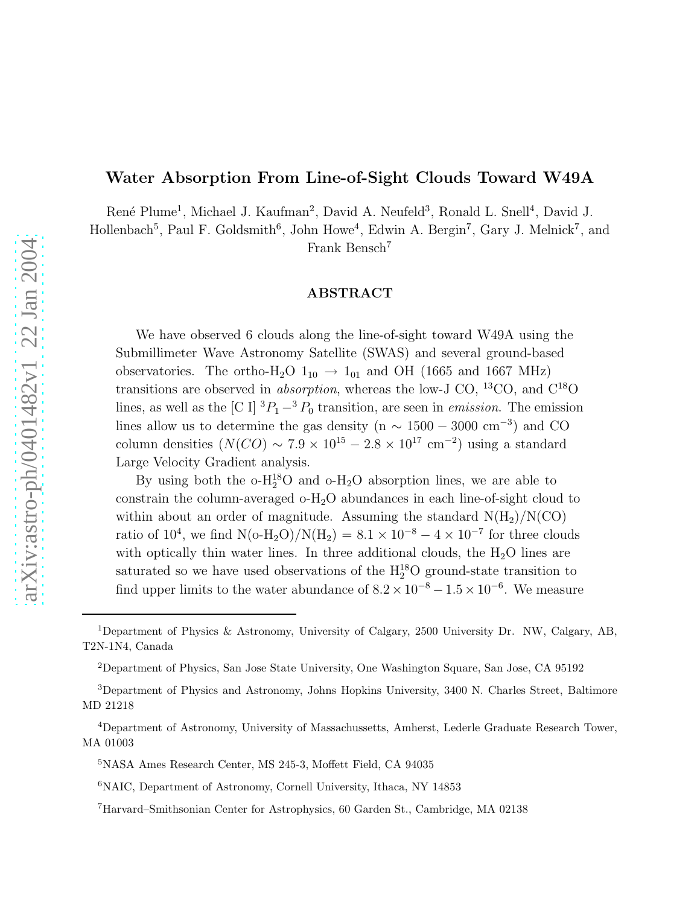# Water Absorption From Line-of-Sight Clouds Toward W49A

René Plume[1], Michael J. Kaufman[2], David A. Neufeld[3], Ronald L. Snell[4], David J. Hollenbach[5], Paul F. Goldsmith[6], John Howe[4], Edwin A. Bergin[7], Gary J. Melnick[7], and Frank Bensch[7]

## ABSTRACT

We have observed 6 clouds along the line-of-sight toward W49A using the Submillimeter Wave Astronomy Satellite (SWAS) and several ground-based observatories. The ortho-$H_2O$ $1_{10} \rightarrow 1_{01}$ and OH (1665 and 1667 MHz) transitions are observed in *absorption*, whereas the low-J CO, $^{13}CO$, and $C^{18}O$ lines, as well as the [C I] $^3P_1 - ^3P_0$ transition, are seen in *emission*. The emission lines allow us to determine the gas density (n $\sim 1500 - 3000$ cm$^{-3}$) and CO column densities ($N(CO) \sim 7.9 \times 10^{15} - 2.8 \times 10^{17}$ cm$^{-2}$) using a standard Large Velocity Gradient analysis.

By using both the o-$H_2^{18}O$ and o-$H_2O$ absorption lines, we are able to constrain the column-averaged o-$H_2O$ abundances in each line-of-sight cloud to within about an order of magnitude. Assuming the standard $N(H_2)/N(CO)$ ratio of $10^4$, we find $N(o\text{-}H_2O)/N(H_2) = 8.1 \times 10^{-8} - 4 \times 10^{-7}$ for three clouds with optically thin water lines. In three additional clouds, the $H_2O$ lines are saturated so we have used observations of the $H_2^{18}O$ ground-state transition to find upper limits to the water abundance of $8.2 \times 10^{-8} - 1.5 \times 10^{-6}$. We measure

---

[1]Department of Physics & Astronomy, University of Calgary, 2500 University Dr. NW, Calgary, AB, T2N-1N4, Canada

[2]Department of Physics, San Jose State University, One Washington Square, San Jose, CA 95192

[3]Department of Physics and Astronomy, Johns Hopkins University, 3400 N. Charles Street, Baltimore MD 21218

[4]Department of Astronomy, University of Massachussetts, Amherst, Lederle Graduate Research Tower, MA 01003

[5]NASA Ames Research Center, MS 245-3, Moffett Field, CA 94035

[6]NAIC, Department of Astronomy, Cornell University, Ithaca, NY 14853

[7]Harvard–Smithsonian Center for Astrophysics, 60 Garden St., Cambridge, MA 02138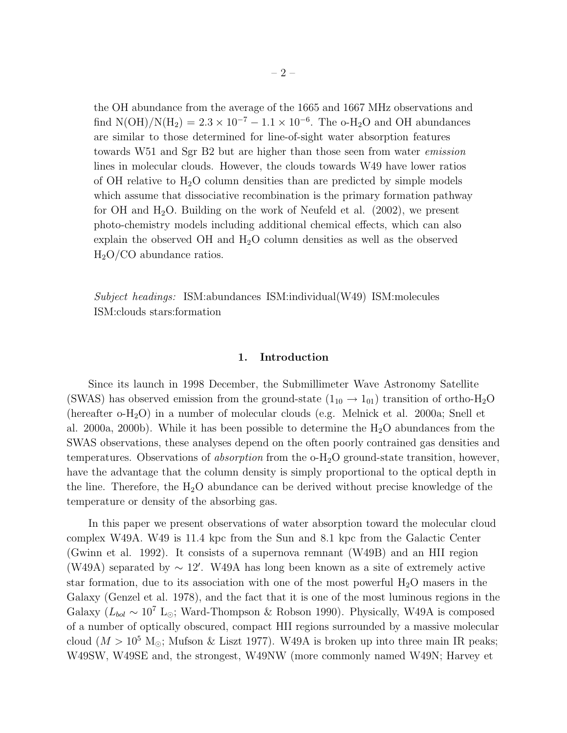the OH abundance from the average of the 1665 and 1667 MHz observations and find $N(OH)/N(H_2) = 2.3 \times 10^{-7} - 1.1 \times 10^{-6}$. The o-$H_2O$ and OH abundances are similar to those determined for line-of-sight water absorption features towards W51 and Sgr B2 but are higher than those seen from water *emission* lines in molecular clouds. However, the clouds towards W49 have lower ratios of OH relative to $H_2O$ column densities than are predicted by simple models which assume that dissociative recombination is the primary formation pathway for OH and $H_2O$. Building on the work of Neufeld et al. (2002), we present photo-chemistry models including additional chemical effects, which can also explain the observed OH and $H_2O$ column densities as well as the observed $H_2O$/CO abundance ratios.

*Subject headings:* ISM:abundances ISM:individual(W49) ISM:molecules ISM:clouds stars:formation

## 1. Introduction

Since its launch in 1998 December, the Submillimeter Wave Astronomy Satellite (SWAS) has observed emission from the ground-state ($1_{10} \rightarrow 1_{01}$) transition of ortho-$H_2O$ (hereafter o-$H_2O$) in a number of molecular clouds (e.g. Melnick et al. 2000a; Snell et al. 2000a, 2000b). While it has been possible to determine the $H_2O$ abundances from the SWAS observations, these analyses depend on the often poorly contrained gas densities and temperatures. Observations of *absorption* from the o-$H_2O$ ground-state transition, however, have the advantage that the column density is simply proportional to the optical depth in the line. Therefore, the $H_2O$ abundance can be derived without precise knowledge of the temperature or density of the absorbing gas.

In this paper we present observations of water absorption toward the molecular cloud complex W49A. W49 is 11.4 kpc from the Sun and 8.1 kpc from the Galactic Center (Gwinn et al. 1992). It consists of a supernova remnant (W49B) and an HII region (W49A) separated by $\sim 12'$. W49A has long been known as a site of extremely active star formation, due to its association with one of the most powerful $H_2O$ masers in the Galaxy (Genzel et al. 1978), and the fact that it is one of the most luminous regions in the Galaxy ($L_{bol} \sim 10^7$ L$_\odot$; Ward-Thompson & Robson 1990). Physically, W49A is composed of a number of optically obscured, compact HII regions surrounded by a massive molecular cloud ($M > 10^5$ M$_\odot$; Mufson & Liszt 1977). W49A is broken up into three main IR peaks; W49SW, W49SE and, the strongest, W49NW (more commonly named W49N; Harvey et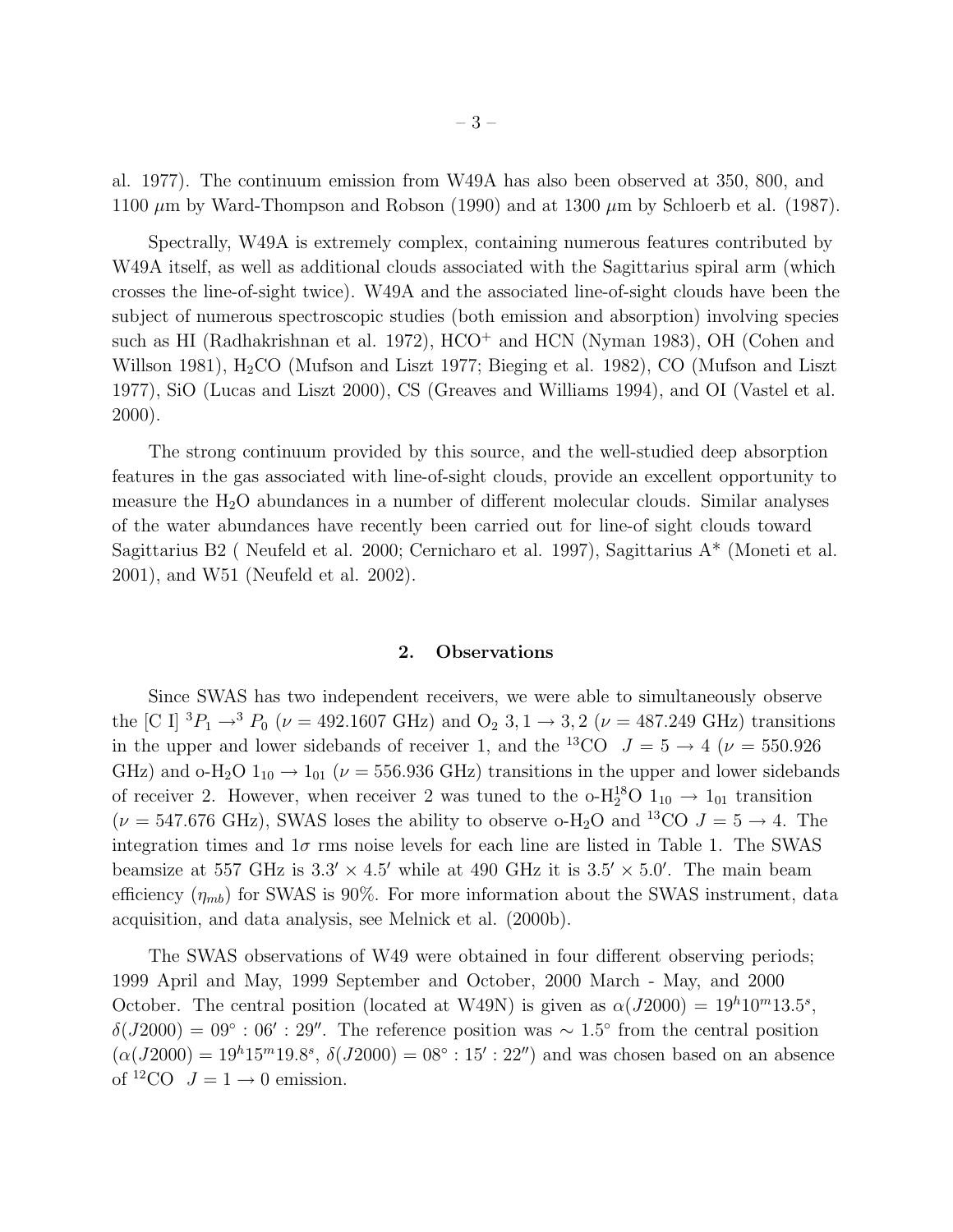al. 1977). The continuum emission from W49A has also been observed at 350, 800, and 1100 $\mu$m by Ward-Thompson and Robson (1990) and at 1300 $\mu$m by Schloerb et al. (1987).

Spectrally, W49A is extremely complex, containing numerous features contributed by W49A itself, as well as additional clouds associated with the Sagittarius spiral arm (which crosses the line-of-sight twice). W49A and the associated line-of-sight clouds have been the subject of numerous spectroscopic studies (both emission and absorption) involving species such as HI (Radhakrishnan et al. 1972), $HCO^+$ and HCN (Nyman 1983), OH (Cohen and Willson 1981), $H_2CO$ (Mufson and Liszt 1977; Bieging et al. 1982), CO (Mufson and Liszt 1977), SiO (Lucas and Liszt 2000), CS (Greaves and Williams 1994), and OI (Vastel et al. 2000).

The strong continuum provided by this source, and the well-studied deep absorption features in the gas associated with line-of-sight clouds, provide an excellent opportunity to measure the $H_2O$ abundances in a number of different molecular clouds. Similar analyses of the water abundances have recently been carried out for line-of sight clouds toward Sagittarius B2 ( Neufeld et al. 2000; Cernicharo et al. 1997), Sagittarius A* (Moneti et al. 2001), and W51 (Neufeld et al. 2002).

## 2. Observations

Since SWAS has two independent receivers, we were able to simultaneously observe the [C I] ${}^3P_1 \rightarrow {}^3P_0$ ($\nu = 492.1607$ GHz) and $O_2$ $3,1 \rightarrow 3,2$ ($\nu = 487.249$ GHz) transitions in the upper and lower sidebands of receiver 1, and the ${}^{13}$CO $J = 5 \rightarrow 4$ ($\nu = 550.926$ GHz) and o-$H_2O$ $1_{10} \rightarrow 1_{01}$ ($\nu = 556.936$ GHz) transitions in the upper and lower sidebands of receiver 2. However, when receiver 2 was tuned to the o-$H_2^{18}O$ $1_{10} \rightarrow 1_{01}$ transition ($\nu = 547.676$ GHz), SWAS loses the ability to observe o-$H_2O$ and ${}^{13}$CO $J = 5 \rightarrow 4$. The integration times and $1\sigma$ rms noise levels for each line are listed in Table 1. The SWAS beamsize at 557 GHz is $3.3' \times 4.5'$ while at 490 GHz it is $3.5' \times 5.0'$. The main beam efficiency ($\eta_{mb}$) for SWAS is 90%. For more information about the SWAS instrument, data acquisition, and data analysis, see Melnick et al. (2000b).

The SWAS observations of W49 were obtained in four different observing periods; 1999 April and May, 1999 September and October, 2000 March - May, and 2000 October. The central position (located at W49N) is given as $\alpha(J2000) = 19^h10^m13.5^s$, $\delta(J2000) = 09^\circ : 06' : 29''$. The reference position was $\sim 1.5^\circ$ from the central position ($\alpha(J2000) = 19^h15^m19.8^s$, $\delta(J2000) = 08^\circ : 15' : 22''$) and was chosen based on an absence of ${}^{12}$CO $J = 1 \rightarrow 0$ emission.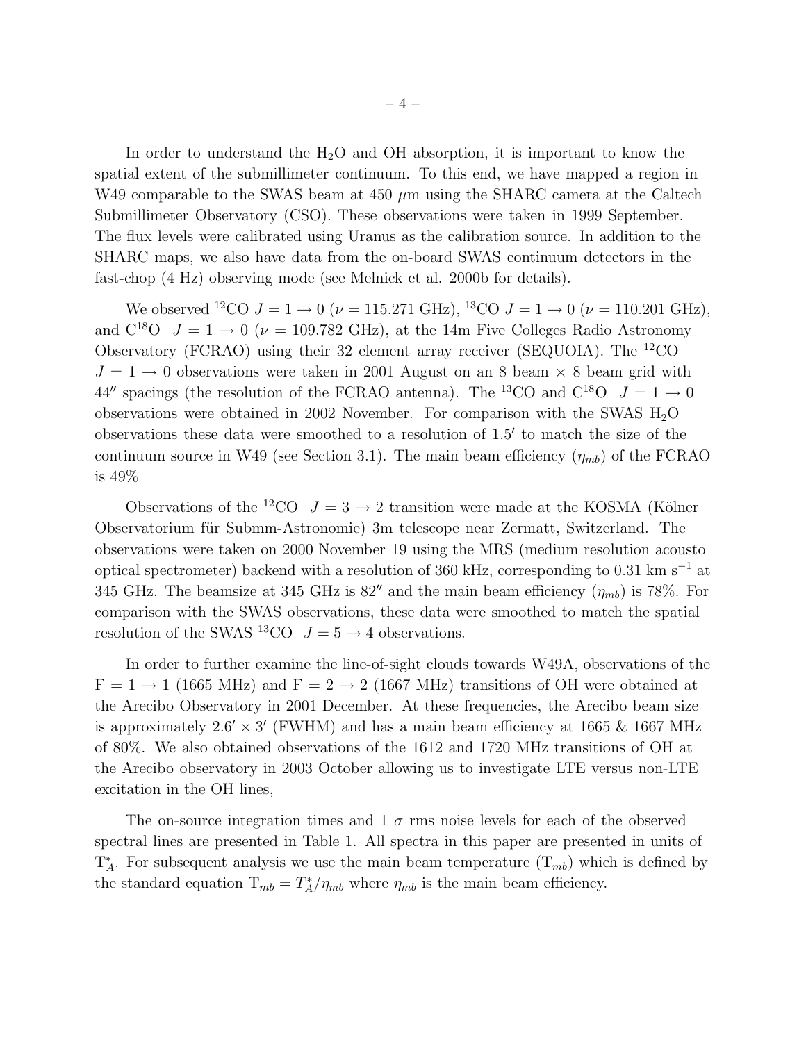In order to understand the $H_2O$ and OH absorption, it is important to know the spatial extent of the submillimeter continuum. To this end, we have mapped a region in W49 comparable to the SWAS beam at 450 $\mu$m using the SHARC camera at the Caltech Submillimeter Observatory (CSO). These observations were taken in 1999 September. The flux levels were calibrated using Uranus as the calibration source. In addition to the SHARC maps, we also have data from the on-board SWAS continuum detectors in the fast-chop (4 Hz) observing mode (see Melnick et al. 2000b for details).

We observed $^{12}$CO $J = 1 \rightarrow 0$ ($\nu$ = 115.271 GHz), $^{13}$CO $J = 1 \rightarrow 0$ ($\nu$ = 110.201 GHz), and C$^{18}$O $J = 1 \rightarrow 0$ ($\nu$ = 109.782 GHz), at the 14m Five Colleges Radio Astronomy Observatory (FCRAO) using their 32 element array receiver (SEQUOIA). The $^{12}$CO $J = 1 \rightarrow 0$ observations were taken in 2001 August on an 8 beam × 8 beam grid with 44″ spacings (the resolution of the FCRAO antenna). The $^{13}$CO and C$^{18}$O $J = 1 \rightarrow 0$ observations were obtained in 2002 November. For comparison with the SWAS $H_2O$ observations these data were smoothed to a resolution of 1.5′ to match the size of the continuum source in W49 (see Section 3.1). The main beam efficiency ($\eta_{mb}$) of the FCRAO is 49%

Observations of the $^{12}$CO $J = 3 \rightarrow 2$ transition were made at the KOSMA (Kölner Observatorium für Submm-Astronomie) 3m telescope near Zermatt, Switzerland. The observations were taken on 2000 November 19 using the MRS (medium resolution acousto optical spectrometer) backend with a resolution of 360 kHz, corresponding to 0.31 km s$^{-1}$ at 345 GHz. The beamsize at 345 GHz is 82″ and the main beam efficiency ($\eta_{mb}$) is 78%. For comparison with the SWAS observations, these data were smoothed to match the spatial resolution of the SWAS $^{13}$CO $J = 5 \rightarrow 4$ observations.

In order to further examine the line-of-sight clouds towards W49A, observations of the F = 1 → 1 (1665 MHz) and F = 2 → 2 (1667 MHz) transitions of OH were obtained at the Arecibo Observatory in 2001 December. At these frequencies, the Arecibo beam size is approximately 2.6′ × 3′ (FWHM) and has a main beam efficiency at 1665 & 1667 MHz of 80%. We also obtained observations of the 1612 and 1720 MHz transitions of OH at the Arecibo observatory in 2003 October allowing us to investigate LTE versus non-LTE excitation in the OH lines,

The on-source integration times and 1 $\sigma$ rms noise levels for each of the observed spectral lines are presented in Table 1. All spectra in this paper are presented in units of $T_A^*$. For subsequent analysis we use the main beam temperature ($T_{mb}$) which is defined by the standard equation $T_{mb} = T_A^*/\eta_{mb}$ where $\eta_{mb}$ is the main beam efficiency.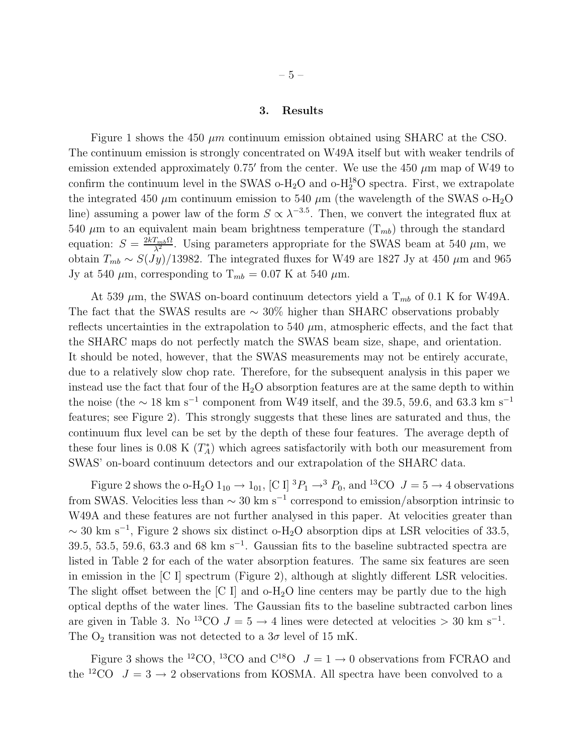## 3. Results

Figure 1 shows the 450 $\mu m$ continuum emission obtained using SHARC at the CSO. The continuum emission is strongly concentrated on W49A itself but with weaker tendrils of emission extended approximately $0.75'$ from the center. We use the 450 $\mu$m map of W49 to confirm the continuum level in the SWAS o-$H_2O$ and o-$H_2^{18}O$ spectra. First, we extrapolate the integrated 450 $\mu$m continuum emission to 540 $\mu$m (the wavelength of the SWAS o-$H_2O$ line) assuming a power law of the form $S \propto \lambda^{-3.5}$. Then, we convert the integrated flux at 540 $\mu$m to an equivalent main beam brightness temperature ($T_{mb}$) through the standard equation: $S = \frac{2kT_{mb}\Omega}{\lambda^2}$. Using parameters appropriate for the SWAS beam at 540 $\mu$m, we obtain $T_{mb} \sim S(Jy)/13982$. The integrated fluxes for W49 are 1827 Jy at 450 $\mu$m and 965 Jy at 540 $\mu$m, corresponding to $T_{mb}$ = 0.07 K at 540 $\mu$m.

At 539 $\mu$m, the SWAS on-board continuum detectors yield a $T_{mb}$ of 0.1 K for W49A. The fact that the SWAS results are $\sim$ 30% higher than SHARC observations probably reflects uncertainties in the extrapolation to 540 $\mu$m, atmospheric effects, and the fact that the SHARC maps do not perfectly match the SWAS beam size, shape, and orientation. It should be noted, however, that the SWAS measurements may not be entirely accurate, due to a relatively slow chop rate. Therefore, for the subsequent analysis in this paper we instead use the fact that four of the $H_2O$ absorption features are at the same depth to within the noise (the $\sim$ 18 km s$^{-1}$ component from W49 itself, and the 39.5, 59.6, and 63.3 km s$^{-1}$ features; see Figure 2). This strongly suggests that these lines are saturated and thus, the continuum flux level can be set by the depth of these four features. The average depth of these four lines is 0.08 K ($T_A^*$) which agrees satisfactorily with both our measurement from SWAS' on-board continuum detectors and our extrapolation of the SHARC data.

Figure 2 shows the o-$H_2O$ $1_{10} \rightarrow 1_{01}$, [C I] $^3P_1 \rightarrow ^3P_0$, and $^{13}$CO $J = 5 \rightarrow 4$ observations from SWAS. Velocities less than $\sim$ 30 km s$^{-1}$ correspond to emission/absorption intrinsic to W49A and these features are not further analysed in this paper. At velocities greater than $\sim$ 30 km s$^{-1}$, Figure 2 shows six distinct o-$H_2O$ absorption dips at LSR velocities of 33.5, 39.5, 53.5, 59.6, 63.3 and 68 km s$^{-1}$. Gaussian fits to the baseline subtracted spectra are listed in Table 2 for each of the water absorption features. The same six features are seen in emission in the [C I] spectrum (Figure 2), although at slightly different LSR velocities. The slight offset between the [C I] and o-$H_2O$ line centers may be partly due to the high optical depths of the water lines. The Gaussian fits to the baseline subtracted carbon lines are given in Table 3. No $^{13}$CO $J = 5 \rightarrow 4$ lines were detected at velocities > 30 km s$^{-1}$. The $O_2$ transition was not detected to a $3\sigma$ level of 15 mK.

Figure 3 shows the $^{12}$CO, $^{13}$CO and $C^{18}O$ $J = 1 \rightarrow 0$ observations from FCRAO and the $^{12}$CO $J = 3 \rightarrow 2$ observations from KOSMA. All spectra have been convolved to a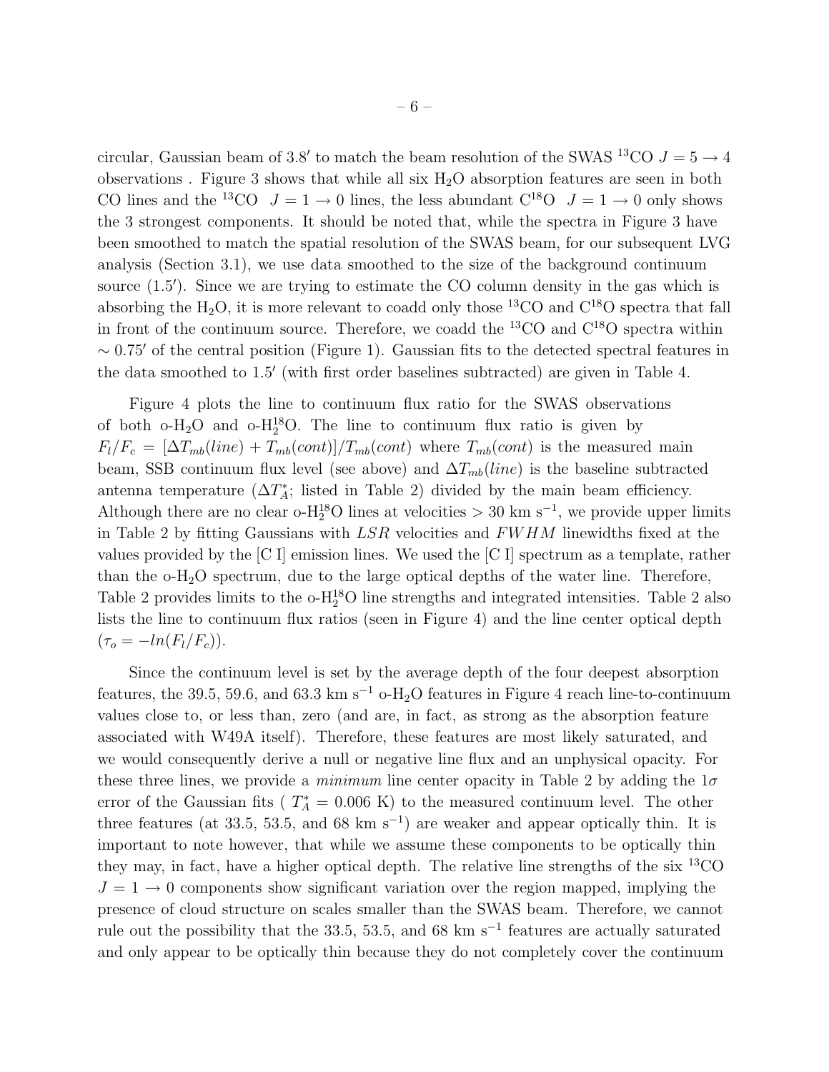circular, Gaussian beam of 3.8′ to match the beam resolution of the SWAS $^{13}$CO $J = 5 \rightarrow 4$ observations . Figure 3 shows that while all six $H_2O$ absorption features are seen in both CO lines and the $^{13}$CO $J = 1 \rightarrow 0$ lines, the less abundant $C^{18}O$ $J = 1 \rightarrow 0$ only shows the 3 strongest components. It should be noted that, while the spectra in Figure 3 have been smoothed to match the spatial resolution of the SWAS beam, for our subsequent LVG analysis (Section 3.1), we use data smoothed to the size of the background continuum source (1.5′). Since we are trying to estimate the CO column density in the gas which is absorbing the $H_2O$, it is more relevant to coadd only those $^{13}$CO and $C^{18}O$ spectra that fall in front of the continuum source. Therefore, we coadd the $^{13}$CO and $C^{18}O$ spectra within $\sim 0.75'$ of the central position (Figure 1). Gaussian fits to the detected spectral features in the data smoothed to 1.5′ (with first order baselines subtracted) are given in Table 4.

Figure 4 plots the line to continuum flux ratio for the SWAS observations of both o-$H_2O$ and o-$H_2^{18}O$. The line to continuum flux ratio is given by $F_l/F_c = [\Delta T_{mb}(line) + T_{mb}(cont)]/T_{mb}(cont)$ where $T_{mb}(cont)$ is the measured main beam, SSB continuum flux level (see above) and $\Delta T_{mb}(line)$ is the baseline subtracted antenna temperature ($\Delta T_A^*$; listed in Table 2) divided by the main beam efficiency. Although there are no clear o-$H_2^{18}O$ lines at velocities $> 30$ km s$^{-1}$, we provide upper limits in Table 2 by fitting Gaussians with $LSR$ velocities and $FWHM$ linewidths fixed at the values provided by the [C I] emission lines. We used the [C I] spectrum as a template, rather than the o-$H_2O$ spectrum, due to the large optical depths of the water line. Therefore, Table 2 provides limits to the o-$H_2^{18}O$ line strengths and integrated intensities. Table 2 also lists the line to continuum flux ratios (seen in Figure 4) and the line center optical depth ($\tau_o = -ln(F_l/F_c)$).

Since the continuum level is set by the average depth of the four deepest absorption features, the 39.5, 59.6, and 63.3 km s$^{-1}$ o-$H_2O$ features in Figure 4 reach line-to-continuum values close to, or less than, zero (and are, in fact, as strong as the absorption feature associated with W49A itself). Therefore, these features are most likely saturated, and we would consequently derive a null or negative line flux and an unphysical opacity. For these three lines, we provide a *minimum* line center opacity in Table 2 by adding the 1$\sigma$ error of the Gaussian fits ( $T_A^* = 0.006$ K) to the measured continuum level. The other three features (at 33.5, 53.5, and 68 km s$^{-1}$) are weaker and appear optically thin. It is important to note however, that while we assume these components to be optically thin they may, in fact, have a higher optical depth. The relative line strengths of the six $^{13}$CO $J = 1 \rightarrow 0$ components show significant variation over the region mapped, implying the presence of cloud structure on scales smaller than the SWAS beam. Therefore, we cannot rule out the possibility that the 33.5, 53.5, and 68 km s$^{-1}$ features are actually saturated and only appear to be optically thin because they do not completely cover the continuum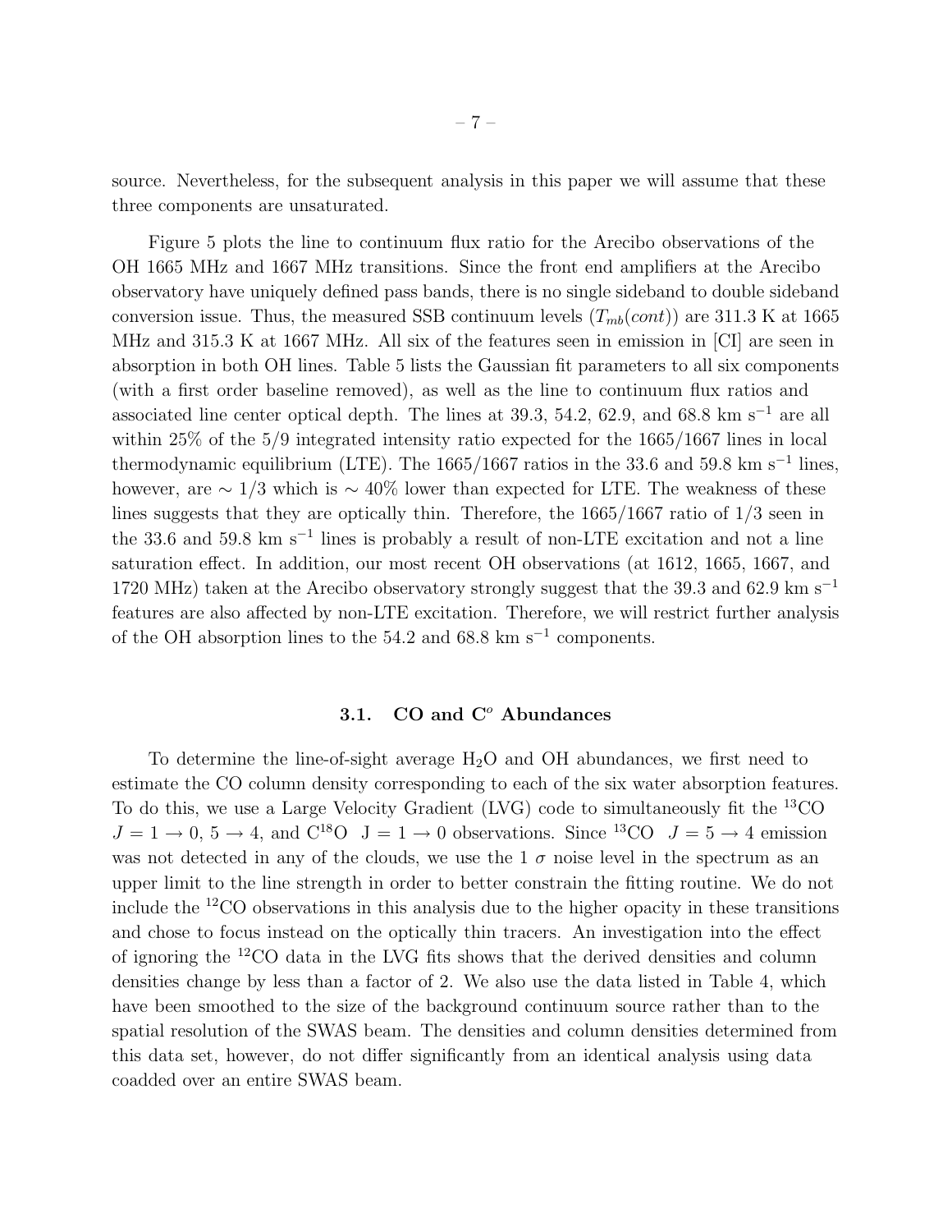source. Nevertheless, for the subsequent analysis in this paper we will assume that these three components are unsaturated.

Figure 5 plots the line to continuum flux ratio for the Arecibo observations of the OH 1665 MHz and 1667 MHz transitions. Since the front end amplifiers at the Arecibo observatory have uniquely defined pass bands, there is no single sideband to double sideband conversion issue. Thus, the measured SSB continuum levels ($T_{mb}(cont)$) are 311.3 K at 1665 MHz and 315.3 K at 1667 MHz. All six of the features seen in emission in [CI] are seen in absorption in both OH lines. Table 5 lists the Gaussian fit parameters to all six components (with a first order baseline removed), as well as the line to continuum flux ratios and associated line center optical depth. The lines at 39.3, 54.2, 62.9, and 68.8 km s$^{-1}$ are all within 25% of the 5/9 integrated intensity ratio expected for the 1665/1667 lines in local thermodynamic equilibrium (LTE). The 1665/1667 ratios in the 33.6 and 59.8 km s$^{-1}$ lines, however, are $\sim$ 1/3 which is $\sim$ 40% lower than expected for LTE. The weakness of these lines suggests that they are optically thin. Therefore, the 1665/1667 ratio of 1/3 seen in the 33.6 and 59.8 km s$^{-1}$ lines is probably a result of non-LTE excitation and not a line saturation effect. In addition, our most recent OH observations (at 1612, 1665, 1667, and 1720 MHz) taken at the Arecibo observatory strongly suggest that the 39.3 and 62.9 km s$^{-1}$ features are also affected by non-LTE excitation. Therefore, we will restrict further analysis of the OH absorption lines to the 54.2 and 68.8 km s$^{-1}$ components.

### 3.1. CO and C$^o$ Abundances

To determine the line-of-sight average $H_2O$ and OH abundances, we first need to estimate the CO column density corresponding to each of the six water absorption features. To do this, we use a Large Velocity Gradient (LVG) code to simultaneously fit the $^{13}$CO $J = 1 \rightarrow 0$, $5 \rightarrow 4$, and C$^{18}$O $J = 1 \rightarrow 0$ observations. Since $^{13}$CO $J = 5 \rightarrow 4$ emission was not detected in any of the clouds, we use the 1 $\sigma$ noise level in the spectrum as an upper limit to the line strength in order to better constrain the fitting routine. We do not include the $^{12}$CO observations in this analysis due to the higher opacity in these transitions and chose to focus instead on the optically thin tracers. An investigation into the effect of ignoring the $^{12}$CO data in the LVG fits shows that the derived densities and column densities change by less than a factor of 2. We also use the data listed in Table 4, which have been smoothed to the size of the background continuum source rather than to the spatial resolution of the SWAS beam. The densities and column densities determined from this data set, however, do not differ significantly from an identical analysis using data coadded over an entire SWAS beam.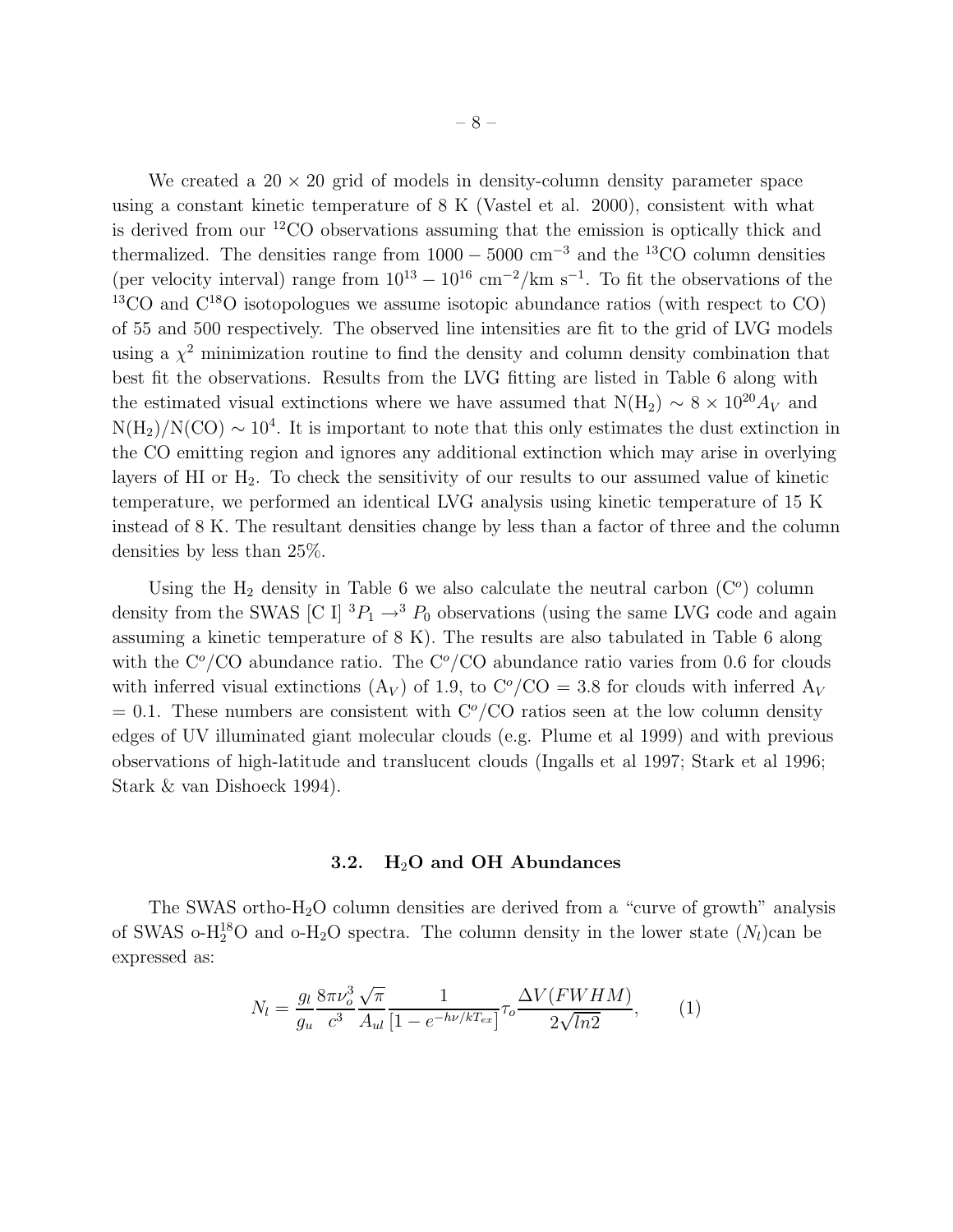We created a $20 \times 20$ grid of models in density-column density parameter space using a constant kinetic temperature of 8 K (Vastel et al. 2000), consistent with what is derived from our $^{12}$CO observations assuming that the emission is optically thick and thermalized. The densities range from $1000 - 5000$ cm$^{-3}$ and the $^{13}$CO column densities (per velocity interval) range from $10^{13} - 10^{16}$ cm$^{-2}$/km s$^{-1}$. To fit the observations of the $^{13}$CO and C$^{18}$O isotopologues we assume isotopic abundance ratios (with respect to CO) of 55 and 500 respectively. The observed line intensities are fit to the grid of LVG models using a $\chi^2$ minimization routine to find the density and column density combination that best fit the observations. Results from the LVG fitting are listed in Table 6 along with the estimated visual extinctions where we have assumed that N($H_2$) $\sim 8 \times 10^{20} A_V$ and N($H_2$)/N(CO) $\sim 10^4$. It is important to note that this only estimates the dust extinction in the CO emitting region and ignores any additional extinction which may arise in overlying layers of HI or $H_2$. To check the sensitivity of our results to our assumed value of kinetic temperature, we performed an identical LVG analysis using kinetic temperature of 15 K instead of 8 K. The resultant densities change by less than a factor of three and the column densities by less than 25%.

Using the $H_2$ density in Table 6 we also calculate the neutral carbon ($C^o$) column density from the SWAS [C I] $^3P_1 \rightarrow ^3P_0$ observations (using the same LVG code and again assuming a kinetic temperature of 8 K). The results are also tabulated in Table 6 along with the $C^o$/CO abundance ratio. The $C^o$/CO abundance ratio varies from 0.6 for clouds with inferred visual extinctions ($A_V$) of 1.9, to $C^o$/CO = 3.8 for clouds with inferred $A_V$ = 0.1. These numbers are consistent with $C^o$/CO ratios seen at the low column density edges of UV illuminated giant molecular clouds (e.g. Plume et al 1999) and with previous observations of high-latitude and translucent clouds (Ingalls et al 1997; Stark et al 1996; Stark & van Dishoeck 1994).

### 3.2. $H_2O$ and OH Abundances

The SWAS ortho-$H_2O$ column densities are derived from a "curve of growth" analysis of SWAS o-$H_2^{18}O$ and o-$H_2O$ spectra. The column density in the lower state ($N_l$)can be expressed as:

$$N_l = \frac{g_l}{g_u} \frac{8\pi\nu_o^3}{c^3} \frac{\sqrt{\pi}}{A_{ul}} \frac{1}{[1 - e^{-h\nu/kT_{ex}}]} \tau_o \frac{\Delta V(FWHM)}{2\sqrt{ln2}}, \qquad (1)$$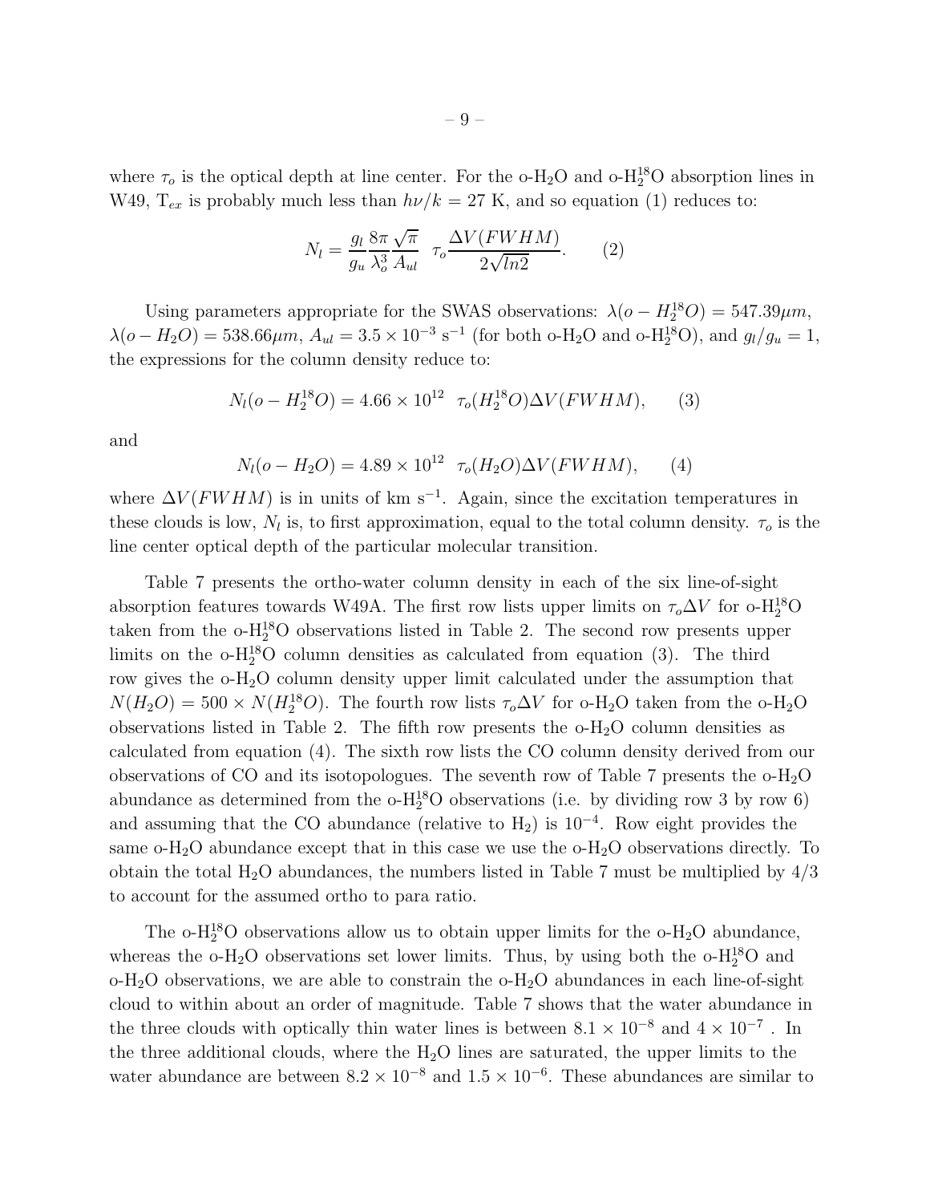where $\tau_o$ is the optical depth at line center. For the o-$H_2O$ and o-$H_2^{18}O$ absorption lines in W49, $T_{ex}$ is probably much less than $h\nu/k = 27$ K, and so equation (1) reduces to:

$$N_l = \frac{g_l}{g_u} \frac{8\pi}{\lambda_o^3} \frac{\sqrt{\pi}}{A_{ul}} \;\; \tau_o \frac{\Delta V(FWHM)}{2\sqrt{ln2}}. \qquad (2)$$

Using parameters appropriate for the SWAS observations: $\lambda(o - H_2^{18}O) = 547.39\mu m$, $\lambda(o - H_2O) = 538.66\mu m$, $A_{ul} = 3.5 \times 10^{-3}$ s$^{-1}$ (for both o-$H_2O$ and o-$H_2^{18}O$), and $g_l/g_u = 1$, the expressions for the column density reduce to:

$$N_l(o - H_2^{18}O) = 4.66 \times 10^{12} \;\; \tau_o(H_2^{18}O)\Delta V(FWHM), \qquad (3)$$

and

$$N_l(o - H_2O) = 4.89 \times 10^{12} \;\; \tau_o(H_2O)\Delta V(FWHM), \qquad (4)$$

where $\Delta V(FWHM)$ is in units of km s$^{-1}$. Again, since the excitation temperatures in these clouds is low, $N_l$ is, to first approximation, equal to the total column density. $\tau_o$ is the line center optical depth of the particular molecular transition.

Table 7 presents the ortho-water column density in each of the six line-of-sight absorption features towards W49A. The first row lists upper limits on $\tau_o \Delta V$ for o-$H_2^{18}O$ taken from the o-$H_2^{18}O$ observations listed in Table 2. The second row presents upper limits on the o-$H_2^{18}O$ column densities as calculated from equation (3). The third row gives the o-$H_2O$ column density upper limit calculated under the assumption that $N(H_2O) = 500 \times N(H_2^{18}O)$. The fourth row lists $\tau_o \Delta V$ for o-$H_2O$ taken from the o-$H_2O$ observations listed in Table 2. The fifth row presents the o-$H_2O$ column densities as calculated from equation (4). The sixth row lists the CO column density derived from our observations of CO and its isotopologues. The seventh row of Table 7 presents the o-$H_2O$ abundance as determined from the o-$H_2^{18}O$ observations (i.e. by dividing row 3 by row 6) and assuming that the CO abundance (relative to $H_2$) is $10^{-4}$. Row eight provides the same o-$H_2O$ abundance except that in this case we use the o-$H_2O$ observations directly. To obtain the total $H_2O$ abundances, the numbers listed in Table 7 must be multiplied by 4/3 to account for the assumed ortho to para ratio.

The o-$H_2^{18}O$ observations allow us to obtain upper limits for the o-$H_2O$ abundance, whereas the o-$H_2O$ observations set lower limits. Thus, by using both the o-$H_2^{18}O$ and o-$H_2O$ observations, we are able to constrain the o-$H_2O$ abundances in each line-of-sight cloud to within about an order of magnitude. Table 7 shows that the water abundance in the three clouds with optically thin water lines is between $8.1 \times 10^{-8}$ and $4 \times 10^{-7}$ . In the three additional clouds, where the $H_2O$ lines are saturated, the upper limits to the water abundance are between $8.2 \times 10^{-8}$ and $1.5 \times 10^{-6}$. These abundances are similar to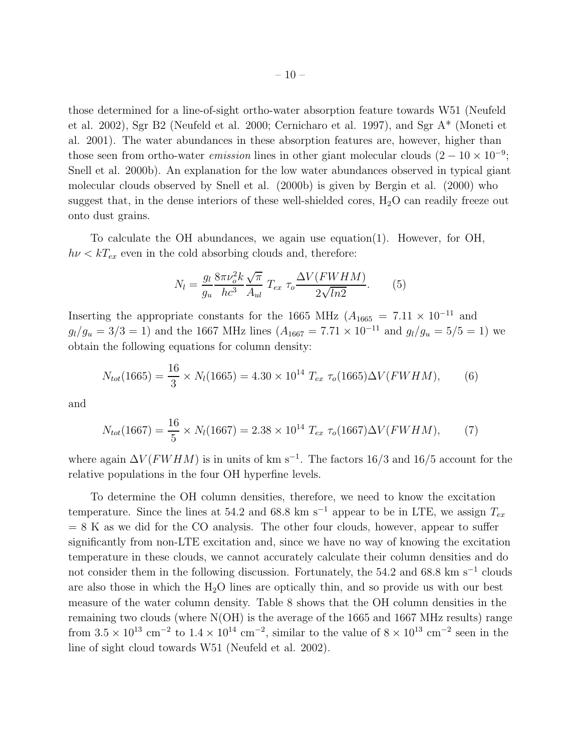those determined for a line-of-sight ortho-water absorption feature towards W51 (Neufeld et al. 2002), Sgr B2 (Neufeld et al. 2000; Cernicharo et al. 1997), and Sgr A* (Moneti et al. 2001). The water abundances in these absorption features are, however, higher than those seen from ortho-water *emission* lines in other giant molecular clouds ($2 - 10 \times 10^{-9}$; Snell et al. 2000b). An explanation for the low water abundances observed in typical giant molecular clouds observed by Snell et al. (2000b) is given by Bergin et al. (2000) who suggest that, in the dense interiors of these well-shielded cores, $H_2O$ can readily freeze out onto dust grains.

To calculate the OH abundances, we again use equation(1). However, for OH, $h\nu < kT_{ex}$ even in the cold absorbing clouds and, therefore:

$$N_l = \frac{g_l}{g_u} \frac{8\pi\nu_o^2 k}{hc^3} \frac{\sqrt{\pi}}{A_{ul}} \, T_{ex} \, \tau_o \frac{\Delta V(FWHM)}{2\sqrt{ln2}}. \qquad (5)$$

Inserting the appropriate constants for the 1665 MHz ($A_{1665} = 7.11 \times 10^{-11}$ and $g_l/g_u = 3/3 = 1$) and the 1667 MHz lines ($A_{1667} = 7.71 \times 10^{-11}$ and $g_l/g_u = 5/5 = 1$) we obtain the following equations for column density:

$$N_{tot}(1665) = \frac{16}{3} \times N_l(1665) = 4.30 \times 10^{14} \, T_{ex} \, \tau_o(1665)\Delta V(FWHM), \qquad (6)$$

and

$$N_{tot}(1667) = \frac{16}{5} \times N_l(1667) = 2.38 \times 10^{14} \, T_{ex} \, \tau_o(1667)\Delta V(FWHM), \qquad (7)$$

where again $\Delta V(FWHM)$ is in units of km s$^{-1}$. The factors 16/3 and 16/5 account for the relative populations in the four OH hyperfine levels.

To determine the OH column densities, therefore, we need to know the excitation temperature. Since the lines at 54.2 and 68.8 km s$^{-1}$ appear to be in LTE, we assign $T_{ex}$ = 8 K as we did for the CO analysis. The other four clouds, however, appear to suffer significantly from non-LTE excitation and, since we have no way of knowing the excitation temperature in these clouds, we cannot accurately calculate their column densities and do not consider them in the following discussion. Fortunately, the 54.2 and 68.8 km s$^{-1}$ clouds are also those in which the $H_2O$ lines are optically thin, and so provide us with our best measure of the water column density. Table 8 shows that the OH column densities in the remaining two clouds (where N(OH) is the average of the 1665 and 1667 MHz results) range from $3.5 \times 10^{13}$ cm$^{-2}$ to $1.4 \times 10^{14}$ cm$^{-2}$, similar to the value of $8 \times 10^{13}$ cm$^{-2}$ seen in the line of sight cloud towards W51 (Neufeld et al. 2002).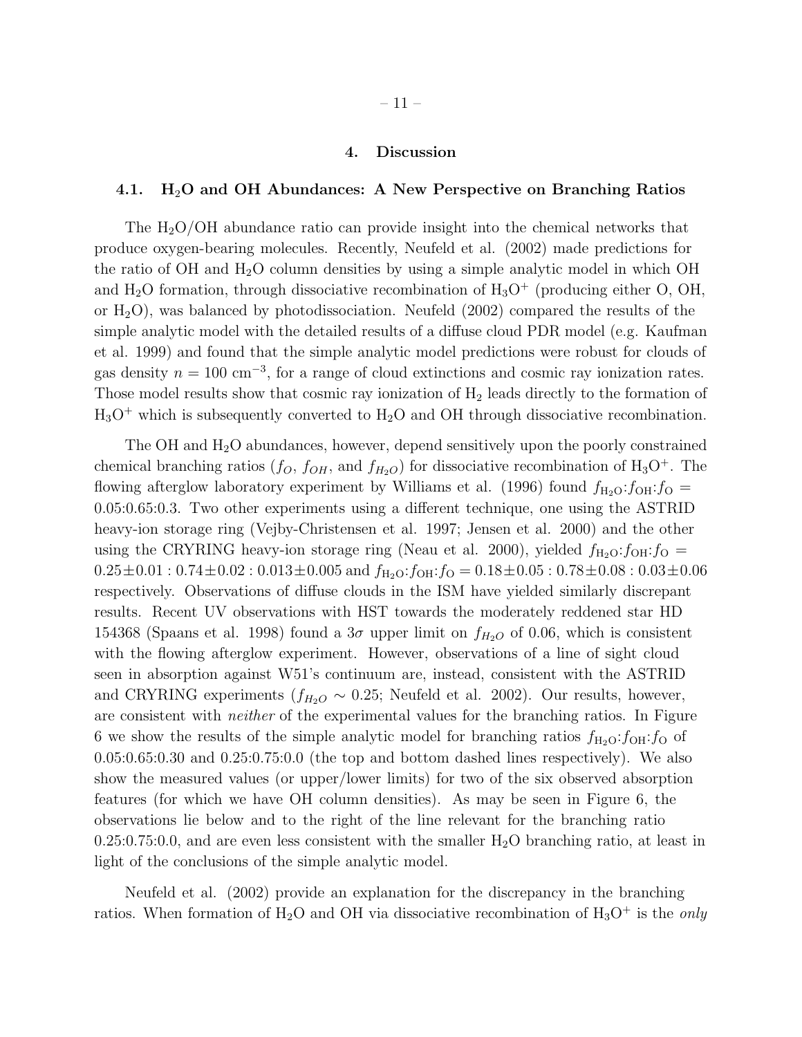# 4. Discussion

## 4.1. $H_2O$ and OH Abundances: A New Perspective on Branching Ratios

The $H_2O$/OH abundance ratio can provide insight into the chemical networks that produce oxygen-bearing molecules. Recently, Neufeld et al. (2002) made predictions for the ratio of OH and $H_2O$ column densities by using a simple analytic model in which OH and $H_2O$ formation, through dissociative recombination of $H_3O^+$ (producing either O, OH, or $H_2O$), was balanced by photodissociation. Neufeld (2002) compared the results of the simple analytic model with the detailed results of a diffuse cloud PDR model (e.g. Kaufman et al. 1999) and found that the simple analytic model predictions were robust for clouds of gas density $n = 100$ cm$^{-3}$, for a range of cloud extinctions and cosmic ray ionization rates. Those model results show that cosmic ray ionization of $H_2$ leads directly to the formation of $H_3O^+$ which is subsequently converted to $H_2O$ and OH through dissociative recombination.

The OH and $H_2O$ abundances, however, depend sensitively upon the poorly constrained chemical branching ratios ($f_O$, $f_{OH}$, and $f_{H_2O}$) for dissociative recombination of $H_3O^+$. The flowing afterglow laboratory experiment by Williams et al. (1996) found $f_{\mathrm{H_2O}}$:$f_{\mathrm{OH}}$:$f_{\mathrm{O}}$ = 0.05:0.65:0.3. Two other experiments using a different technique, one using the ASTRID heavy-ion storage ring (Vejby-Christensen et al. 1997; Jensen et al. 2000) and the other using the CRYRING heavy-ion storage ring (Neau et al. 2000), yielded $f_{\mathrm{H_2O}}$:$f_{\mathrm{OH}}$:$f_{\mathrm{O}}$ = $0.25\pm0.01 : 0.74\pm0.02 : 0.013\pm0.005$ and $f_{\mathrm{H_2O}}$:$f_{\mathrm{OH}}$:$f_{\mathrm{O}}$ = $0.18\pm0.05 : 0.78\pm0.08 : 0.03\pm0.06$ respectively. Observations of diffuse clouds in the ISM have yielded similarly discrepant results. Recent UV observations with HST towards the moderately reddened star HD 154368 (Spaans et al. 1998) found a $3\sigma$ upper limit on $f_{H_2O}$ of 0.06, which is consistent with the flowing afterglow experiment. However, observations of a line of sight cloud seen in absorption against W51's continuum are, instead, consistent with the ASTRID and CRYRING experiments ($f_{H_2O} \sim 0.25$; Neufeld et al. 2002). Our results, however, are consistent with *neither* of the experimental values for the branching ratios. In Figure 6 we show the results of the simple analytic model for branching ratios $f_{\mathrm{H_2O}}$:$f_{\mathrm{OH}}$:$f_{\mathrm{O}}$ of 0.05:0.65:0.30 and 0.25:0.75:0.0 (the top and bottom dashed lines respectively). We also show the measured values (or upper/lower limits) for two of the six observed absorption features (for which we have OH column densities). As may be seen in Figure 6, the observations lie below and to the right of the line relevant for the branching ratio 0.25:0.75:0.0, and are even less consistent with the smaller $H_2O$ branching ratio, at least in light of the conclusions of the simple analytic model.

Neufeld et al. (2002) provide an explanation for the discrepancy in the branching ratios. When formation of $H_2O$ and OH via dissociative recombination of $H_3O^+$ is the *only*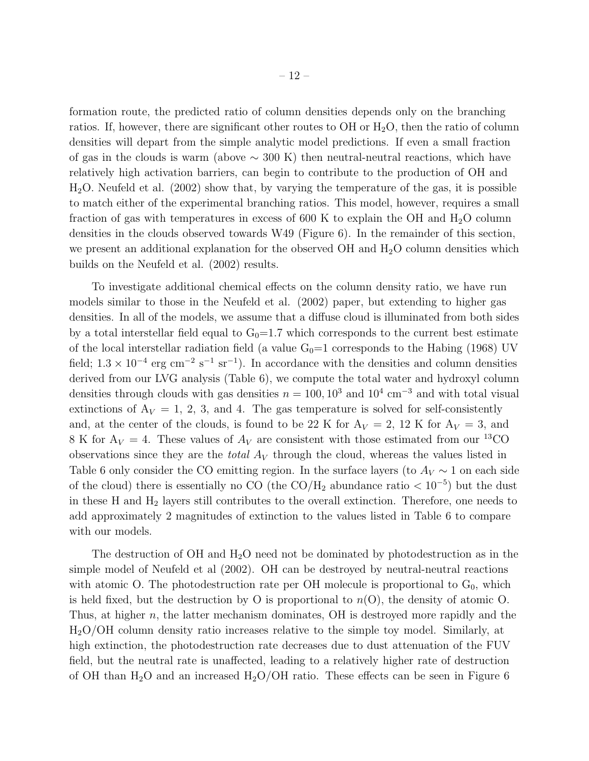formation route, the predicted ratio of column densities depends only on the branching ratios. If, however, there are significant other routes to OH or $H_2O$, then the ratio of column densities will depart from the simple analytic model predictions. If even a small fraction of gas in the clouds is warm (above $\sim 300$ K) then neutral-neutral reactions, which have relatively high activation barriers, can begin to contribute to the production of OH and $H_2O$. Neufeld et al. (2002) show that, by varying the temperature of the gas, it is possible to match either of the experimental branching ratios. This model, however, requires a small fraction of gas with temperatures in excess of 600 K to explain the OH and $H_2O$ column densities in the clouds observed towards W49 (Figure 6). In the remainder of this section, we present an additional explanation for the observed OH and $H_2O$ column densities which builds on the Neufeld et al. (2002) results.

To investigate additional chemical effects on the column density ratio, we have run models similar to those in the Neufeld et al. (2002) paper, but extending to higher gas densities. In all of the models, we assume that a diffuse cloud is illuminated from both sides by a total interstellar field equal to $G_0$=1.7 which corresponds to the current best estimate of the local interstellar radiation field (a value $G_0$=1 corresponds to the Habing (1968) UV field; $1.3 \times 10^{-4}$ erg cm$^{-2}$ s$^{-1}$ sr$^{-1}$). In accordance with the densities and column densities derived from our LVG analysis (Table 6), we compute the total water and hydroxyl column densities through clouds with gas densities $n = 100, 10^3$ and $10^4$ cm$^{-3}$ and with total visual extinctions of $A_V$ = 1, 2, 3, and 4. The gas temperature is solved for self-consistently and, at the center of the clouds, is found to be 22 K for $A_V$ = 2, 12 K for $A_V$ = 3, and 8 K for $A_V$ = 4. These values of $A_V$ are consistent with those estimated from our $^{13}CO$ observations since they are the *total* $A_V$ through the cloud, whereas the values listed in Table 6 only consider the CO emitting region. In the surface layers (to $A_V \sim 1$ on each side of the cloud) there is essentially no CO (the $CO/H_2$ abundance ratio $< 10^{-5}$) but the dust in these H and $H_2$ layers still contributes to the overall extinction. Therefore, one needs to add approximately 2 magnitudes of extinction to the values listed in Table 6 to compare with our models.

The destruction of OH and $H_2O$ need not be dominated by photodestruction as in the simple model of Neufeld et al (2002). OH can be destroyed by neutral-neutral reactions with atomic O. The photodestruction rate per OH molecule is proportional to $G_0$, which is held fixed, but the destruction by O is proportional to $n$(O), the density of atomic O. Thus, at higher $n$, the latter mechanism dominates, OH is destroyed more rapidly and the $H_2O$/OH column density ratio increases relative to the simple toy model. Similarly, at high extinction, the photodestruction rate decreases due to dust attenuation of the FUV field, but the neutral rate is unaffected, leading to a relatively higher rate of destruction of OH than $H_2O$ and an increased $H_2O$/OH ratio. These effects can be seen in Figure 6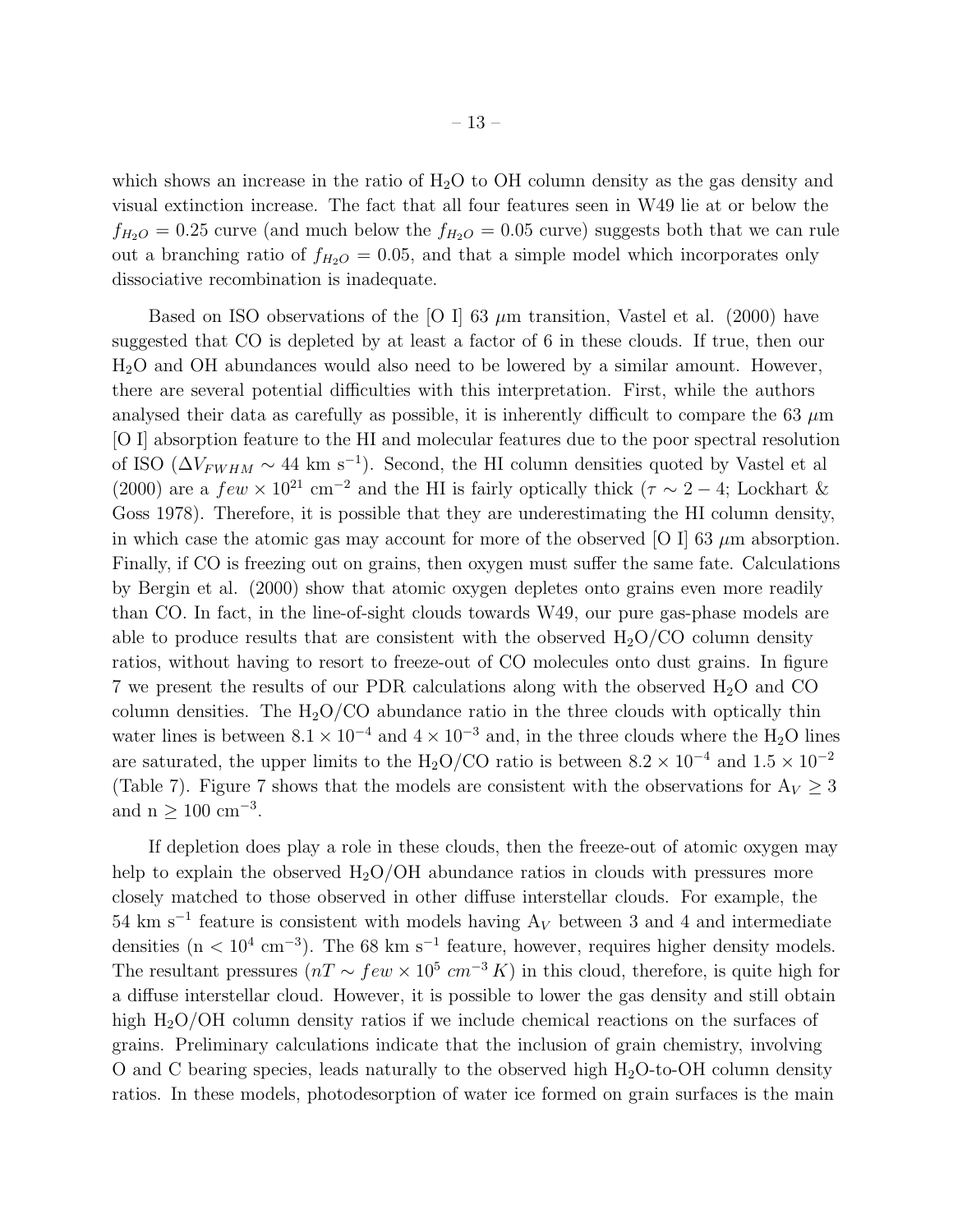which shows an increase in the ratio of $H_2O$ to OH column density as the gas density and visual extinction increase. The fact that all four features seen in W49 lie at or below the $f_{H_2O} = 0.25$ curve (and much below the $f_{H_2O} = 0.05$ curve) suggests both that we can rule out a branching ratio of $f_{H_2O} = 0.05$, and that a simple model which incorporates only dissociative recombination is inadequate.

Based on ISO observations of the [O I] 63 $\mu$m transition, Vastel et al. (2000) have suggested that CO is depleted by at least a factor of 6 in these clouds. If true, then our $H_2O$ and OH abundances would also need to be lowered by a similar amount. However, there are several potential difficulties with this interpretation. First, while the authors analysed their data as carefully as possible, it is inherently difficult to compare the 63 $\mu$m [O I] absorption feature to the HI and molecular features due to the poor spectral resolution of ISO ($\Delta V_{FWHM} \sim 44$ km s$^{-1}$). Second, the HI column densities quoted by Vastel et al (2000) are a $few \times 10^{21}$ cm$^{-2}$ and the HI is fairly optically thick ($\tau \sim 2-4$; Lockhart & Goss 1978). Therefore, it is possible that they are underestimating the HI column density, in which case the atomic gas may account for more of the observed [O I] 63 $\mu$m absorption. Finally, if CO is freezing out on grains, then oxygen must suffer the same fate. Calculations by Bergin et al. (2000) show that atomic oxygen depletes onto grains even more readily than CO. In fact, in the line-of-sight clouds towards W49, our pure gas-phase models are able to produce results that are consistent with the observed $H_2O$/CO column density ratios, without having to resort to freeze-out of CO molecules onto dust grains. In figure 7 we present the results of our PDR calculations along with the observed $H_2O$ and CO column densities. The $H_2O$/CO abundance ratio in the three clouds with optically thin water lines is between $8.1 \times 10^{-4}$ and $4 \times 10^{-3}$ and, in the three clouds where the $H_2O$ lines are saturated, the upper limits to the $H_2O$/CO ratio is between $8.2 \times 10^{-4}$ and $1.5 \times 10^{-2}$ (Table 7). Figure 7 shows that the models are consistent with the observations for $A_V \geq 3$ and $n \geq 100$ cm$^{-3}$.

If depletion does play a role in these clouds, then the freeze-out of atomic oxygen may help to explain the observed $H_2O$/OH abundance ratios in clouds with pressures more closely matched to those observed in other diffuse interstellar clouds. For example, the 54 km s$^{-1}$ feature is consistent with models having $A_V$ between 3 and 4 and intermediate densities ($n < 10^4$ cm$^{-3}$). The 68 km s$^{-1}$ feature, however, requires higher density models. The resultant pressures ($nT \sim few \times 10^5 \; cm^{-3} \, K$) in this cloud, therefore, is quite high for a diffuse interstellar cloud. However, it is possible to lower the gas density and still obtain high $H_2O$/OH column density ratios if we include chemical reactions on the surfaces of grains. Preliminary calculations indicate that the inclusion of grain chemistry, involving O and C bearing species, leads naturally to the observed high $H_2O$-to-OH column density ratios. In these models, photodesorption of water ice formed on grain surfaces is the main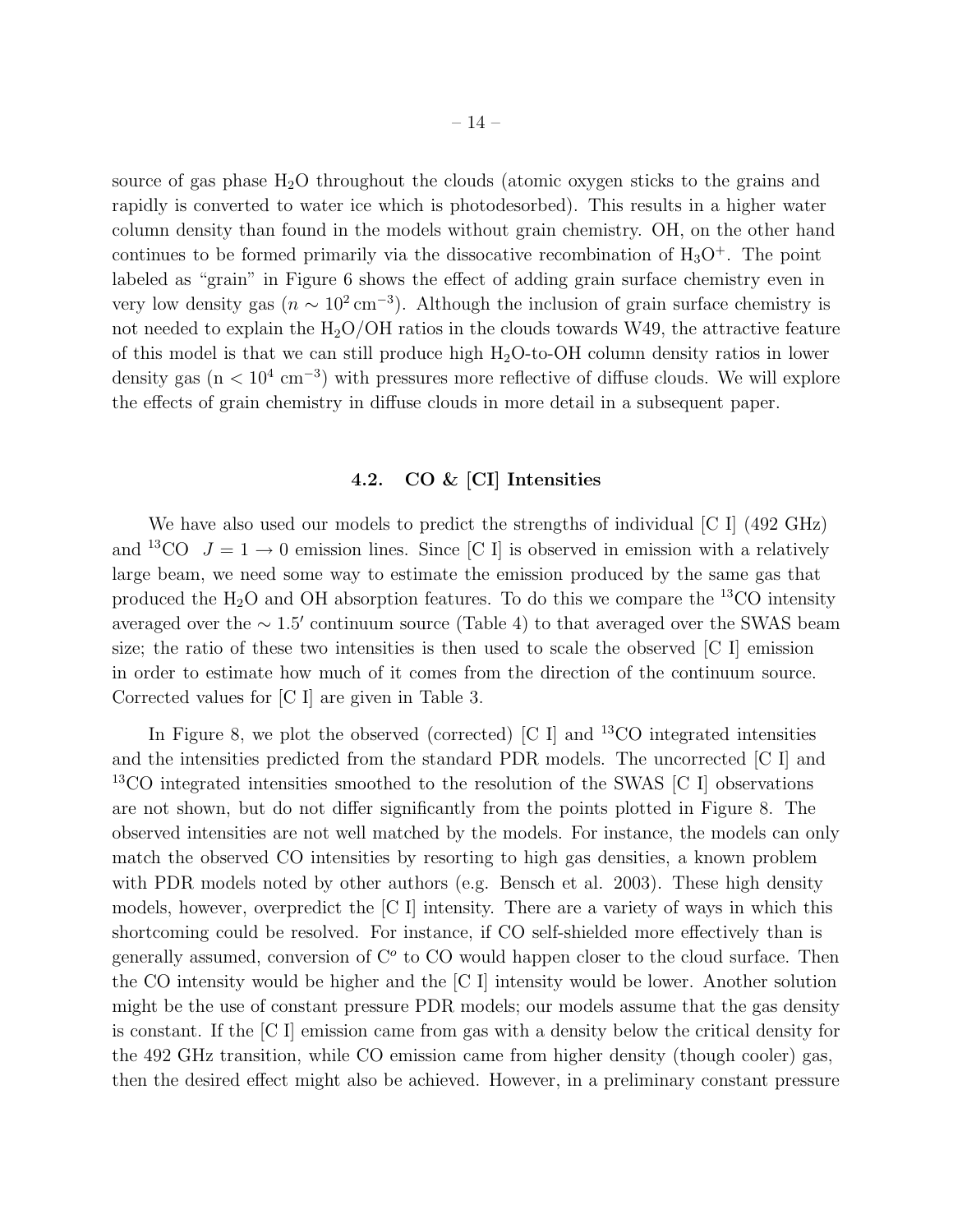source of gas phase $H_2O$ throughout the clouds (atomic oxygen sticks to the grains and rapidly is converted to water ice which is photodesorbed). This results in a higher water column density than found in the models without grain chemistry. OH, on the other hand continues to be formed primarily via the dissociative recombination of $H_3O^+$. The point labeled as "grain" in Figure 6 shows the effect of adding grain surface chemistry even in very low density gas ($n \sim 10^2\,\mathrm{cm}^{-3}$). Although the inclusion of grain surface chemistry is not needed to explain the $H_2O$/OH ratios in the clouds towards W49, the attractive feature of this model is that we can still produce high $H_2O$-to-OH column density ratios in lower density gas ($n < 10^4\ \mathrm{cm}^{-3}$) with pressures more reflective of diffuse clouds. We will explore the effects of grain chemistry in diffuse clouds in more detail in a subsequent paper.

### 4.2. CO & [CI] Intensities

We have also used our models to predict the strengths of individual [C I] (492 GHz) and $^{13}$CO $J = 1 \rightarrow 0$ emission lines. Since [C I] is observed in emission with a relatively large beam, we need some way to estimate the emission produced by the same gas that produced the $H_2O$ and OH absorption features. To do this we compare the $^{13}$CO intensity averaged over the $\sim 1.5'$ continuum source (Table 4) to that averaged over the SWAS beam size; the ratio of these two intensities is then used to scale the observed [C I] emission in order to estimate how much of it comes from the direction of the continuum source. Corrected values for [C I] are given in Table 3.

In Figure 8, we plot the observed (corrected) [C I] and $^{13}$CO integrated intensities and the intensities predicted from the standard PDR models. The uncorrected [C I] and $^{13}$CO integrated intensities smoothed to the resolution of the SWAS [C I] observations are not shown, but do not differ significantly from the points plotted in Figure 8. The observed intensities are not well matched by the models. For instance, the models can only match the observed CO intensities by resorting to high gas densities, a known problem with PDR models noted by other authors (e.g. Bensch et al. 2003). These high density models, however, overpredict the [C I] intensity. There are a variety of ways in which this shortcoming could be resolved. For instance, if CO self-shielded more effectively than is generally assumed, conversion of $C^o$ to CO would happen closer to the cloud surface. Then the CO intensity would be higher and the [C I] intensity would be lower. Another solution might be the use of constant pressure PDR models; our models assume that the gas density is constant. If the [C I] emission came from gas with a density below the critical density for the 492 GHz transition, while CO emission came from higher density (though cooler) gas, then the desired effect might also be achieved. However, in a preliminary constant pressure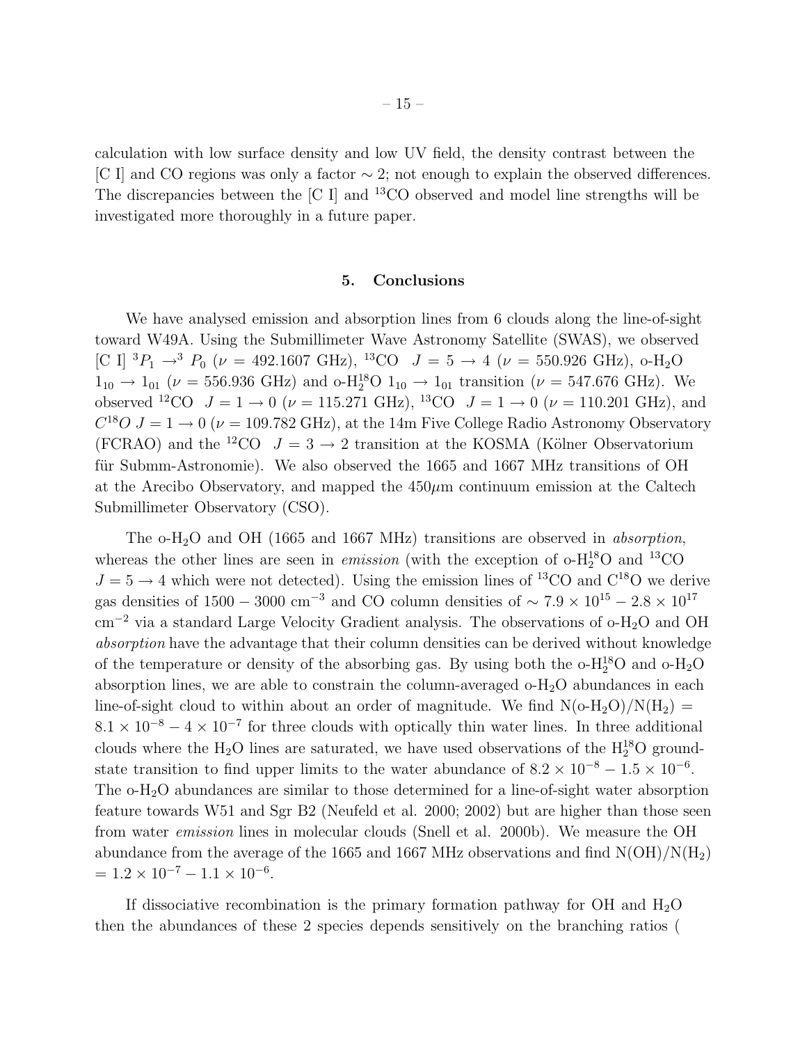calculation with low surface density and low UV field, the density contrast between the [C I] and CO regions was only a factor $\sim 2$; not enough to explain the observed differences. The discrepancies between the [C I] and $^{13}$CO observed and model line strengths will be investigated more thoroughly in a future paper.

## 5. Conclusions

We have analysed emission and absorption lines from 6 clouds along the line-of-sight toward W49A. Using the Submillimeter Wave Astronomy Satellite (SWAS), we observed [C I] $^3P_1 \rightarrow ^3P_0$ ($\nu$ = 492.1607 GHz), $^{13}$CO $J = 5 \rightarrow 4$ ($\nu$ = 550.926 GHz), o-$H_2O$ $1_{10} \rightarrow 1_{01}$ ($\nu$ = 556.936 GHz) and o-$H_2^{18}O$ $1_{10} \rightarrow 1_{01}$ transition ($\nu$ = 547.676 GHz). We observed $^{12}$CO $J = 1 \rightarrow 0$ ($\nu$ = 115.271 GHz), $^{13}$CO $J = 1 \rightarrow 0$ ($\nu$ = 110.201 GHz), and $C^{18}O$ $J = 1 \rightarrow 0$ ($\nu$ = 109.782 GHz), at the 14m Five College Radio Astronomy Observatory (FCRAO) and the $^{12}$CO $J = 3 \rightarrow 2$ transition at the KOSMA (Kölner Observatorium für Submm-Astronomie). We also observed the 1665 and 1667 MHz transitions of OH at the Arecibo Observatory, and mapped the 450$\mu$m continuum emission at the Caltech Submillimeter Observatory (CSO).

The o-$H_2O$ and OH (1665 and 1667 MHz) transitions are observed in *absorption*, whereas the other lines are seen in *emission* (with the exception of o-$H_2^{18}O$ and $^{13}$CO $J = 5 \rightarrow 4$ which were not detected). Using the emission lines of $^{13}$CO and $C^{18}O$ we derive gas densities of $1500 - 3000$ cm$^{-3}$ and CO column densities of $\sim 7.9 \times 10^{15} - 2.8 \times 10^{17}$ cm$^{-2}$ via a standard Large Velocity Gradient analysis. The observations of o-$H_2O$ and OH *absorption* have the advantage that their column densities can be derived without knowledge of the temperature or density of the absorbing gas. By using both the o-$H_2^{18}O$ and o-$H_2O$ absorption lines, we are able to constrain the column-averaged o-$H_2O$ abundances in each line-of-sight cloud to within about an order of magnitude. We find N(o-$H_2O$)/N($H_2$) = $8.1 \times 10^{-8} - 4 \times 10^{-7}$ for three clouds with optically thin water lines. In three additional clouds where the $H_2O$ lines are saturated, we have used observations of the $H_2^{18}O$ ground-state transition to find upper limits to the water abundance of $8.2 \times 10^{-8} - 1.5 \times 10^{-6}$. The o-$H_2O$ abundances are similar to those determined for a line-of-sight water absorption feature towards W51 and Sgr B2 (Neufeld et al. 2000; 2002) but are higher than those seen from water *emission* lines in molecular clouds (Snell et al. 2000b). We measure the OH abundance from the average of the 1665 and 1667 MHz observations and find N(OH)/N($H_2$) = $1.2 \times 10^{-7} - 1.1 \times 10^{-6}$.

If dissociative recombination is the primary formation pathway for OH and $H_2O$ then the abundances of these 2 species depends sensitively on the branching ratios (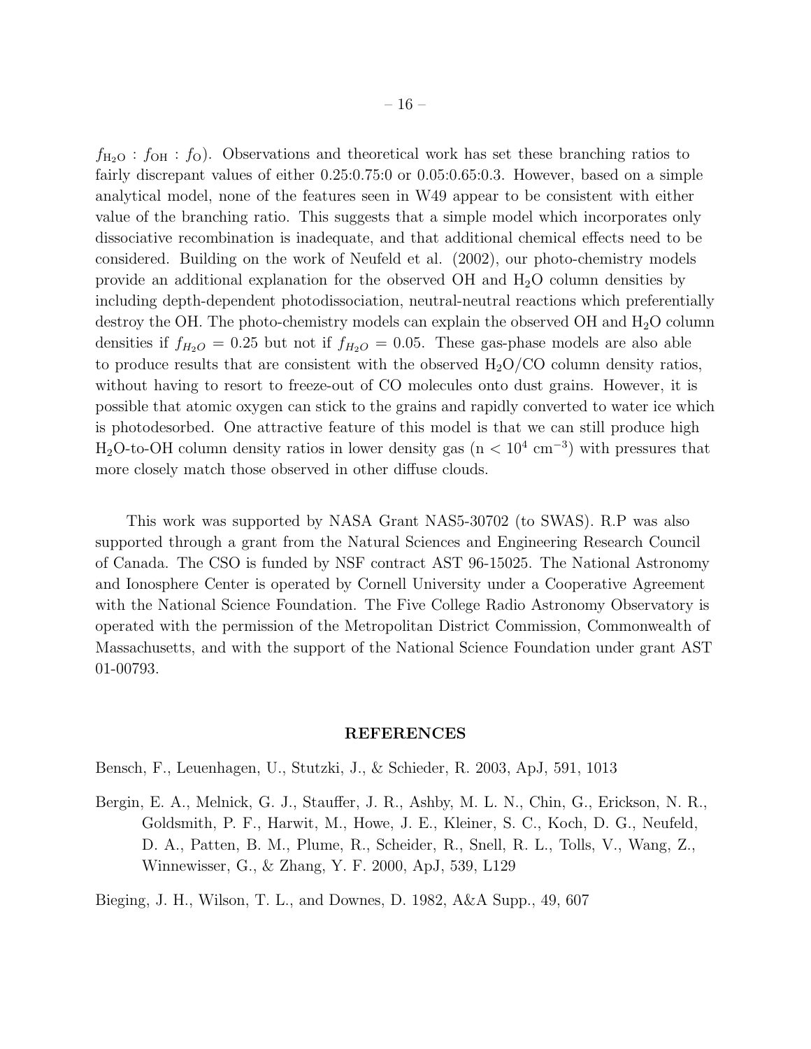$f_{\mathrm{H_2O}} : f_{\mathrm{OH}} : f_{\mathrm{O}}$). Observations and theoretical work has set these branching ratios to fairly discrepant values of either 0.25:0.75:0 or 0.05:0.65:0.3. However, based on a simple analytical model, none of the features seen in W49 appear to be consistent with either value of the branching ratio. This suggests that a simple model which incorporates only dissociative recombination is inadequate, and that additional chemical effects need to be considered. Building on the work of Neufeld et al. (2002), our photo-chemistry models provide an additional explanation for the observed OH and $H_2O$ column densities by including depth-dependent photodissociation, neutral-neutral reactions which preferentially destroy the OH. The photo-chemistry models can explain the observed OH and $H_2O$ column densities if $f_{H_2O} = 0.25$ but not if $f_{H_2O} = 0.05$. These gas-phase models are also able to produce results that are consistent with the observed $H_2O$/CO column density ratios, without having to resort to freeze-out of CO molecules onto dust grains. However, it is possible that atomic oxygen can stick to the grains and rapidly converted to water ice which is photodesorbed. One attractive feature of this model is that we can still produce high $H_2O$-to-OH column density ratios in lower density gas (n $< 10^4$ cm$^{-3}$) with pressures that more closely match those observed in other diffuse clouds.

This work was supported by NASA Grant NAS5-30702 (to SWAS). R.P was also supported through a grant from the Natural Sciences and Engineering Research Council of Canada. The CSO is funded by NSF contract AST 96-15025. The National Astronomy and Ionosphere Center is operated by Cornell University under a Cooperative Agreement with the National Science Foundation. The Five College Radio Astronomy Observatory is operated with the permission of the Metropolitan District Commission, Commonwealth of Massachusetts, and with the support of the National Science Foundation under grant AST 01-00793.

## REFERENCES

Bensch, F., Leuenhagen, U., Stutzki, J., & Schieder, R. 2003, ApJ, 591, 1013

Bergin, E. A., Melnick, G. J., Stauffer, J. R., Ashby, M. L. N., Chin, G., Erickson, N. R., Goldsmith, P. F., Harwit, M., Howe, J. E., Kleiner, S. C., Koch, D. G., Neufeld, D. A., Patten, B. M., Plume, R., Scheider, R., Snell, R. L., Tolls, V., Wang, Z., Winnewisser, G., & Zhang, Y. F. 2000, ApJ, 539, L129

Bieging, J. H., Wilson, T. L., and Downes, D. 1982, A&A Supp., 49, 607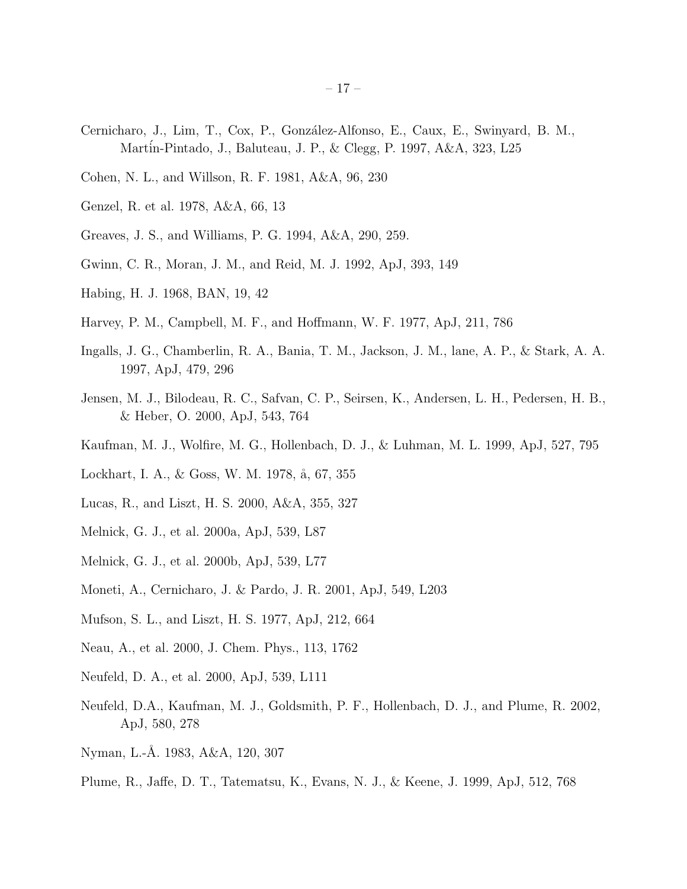Cernicharo, J., Lim, T., Cox, P., González-Alfonso, E., Caux, E., Swinyard, B. M., Martín-Pintado, J., Baluteau, J. P., & Clegg, P. 1997, A&A, 323, L25

Cohen, N. L., and Willson, R. F. 1981, A&A, 96, 230

Genzel, R. et al. 1978, A&A, 66, 13

Greaves, J. S., and Williams, P. G. 1994, A&A, 290, 259.

Gwinn, C. R., Moran, J. M., and Reid, M. J. 1992, ApJ, 393, 149

Habing, H. J. 1968, BAN, 19, 42

Harvey, P. M., Campbell, M. F., and Hoffmann, W. F. 1977, ApJ, 211, 786

Ingalls, J. G., Chamberlin, R. A., Bania, T. M., Jackson, J. M., lane, A. P., & Stark, A. A. 1997, ApJ, 479, 296

Jensen, M. J., Bilodeau, R. C., Safvan, C. P., Seirsen, K., Andersen, L. H., Pedersen, H. B., & Heber, O. 2000, ApJ, 543, 764

Kaufman, M. J., Wolfire, M. G., Hollenbach, D. J., & Luhman, M. L. 1999, ApJ, 527, 795

Lockhart, I. A., & Goss, W. M. 1978, å, 67, 355

Lucas, R., and Liszt, H. S. 2000, A&A, 355, 327

Melnick, G. J., et al. 2000a, ApJ, 539, L87

Melnick, G. J., et al. 2000b, ApJ, 539, L77

Moneti, A., Cernicharo, J. & Pardo, J. R. 2001, ApJ, 549, L203

Mufson, S. L., and Liszt, H. S. 1977, ApJ, 212, 664

Neau, A., et al. 2000, J. Chem. Phys., 113, 1762

Neufeld, D. A., et al. 2000, ApJ, 539, L111

Neufeld, D.A., Kaufman, M. J., Goldsmith, P. F., Hollenbach, D. J., and Plume, R. 2002, ApJ, 580, 278

Nyman, L.-Å. 1983, A&A, 120, 307

Plume, R., Jaffe, D. T., Tatematsu, K., Evans, N. J., & Keene, J. 1999, ApJ, 512, 768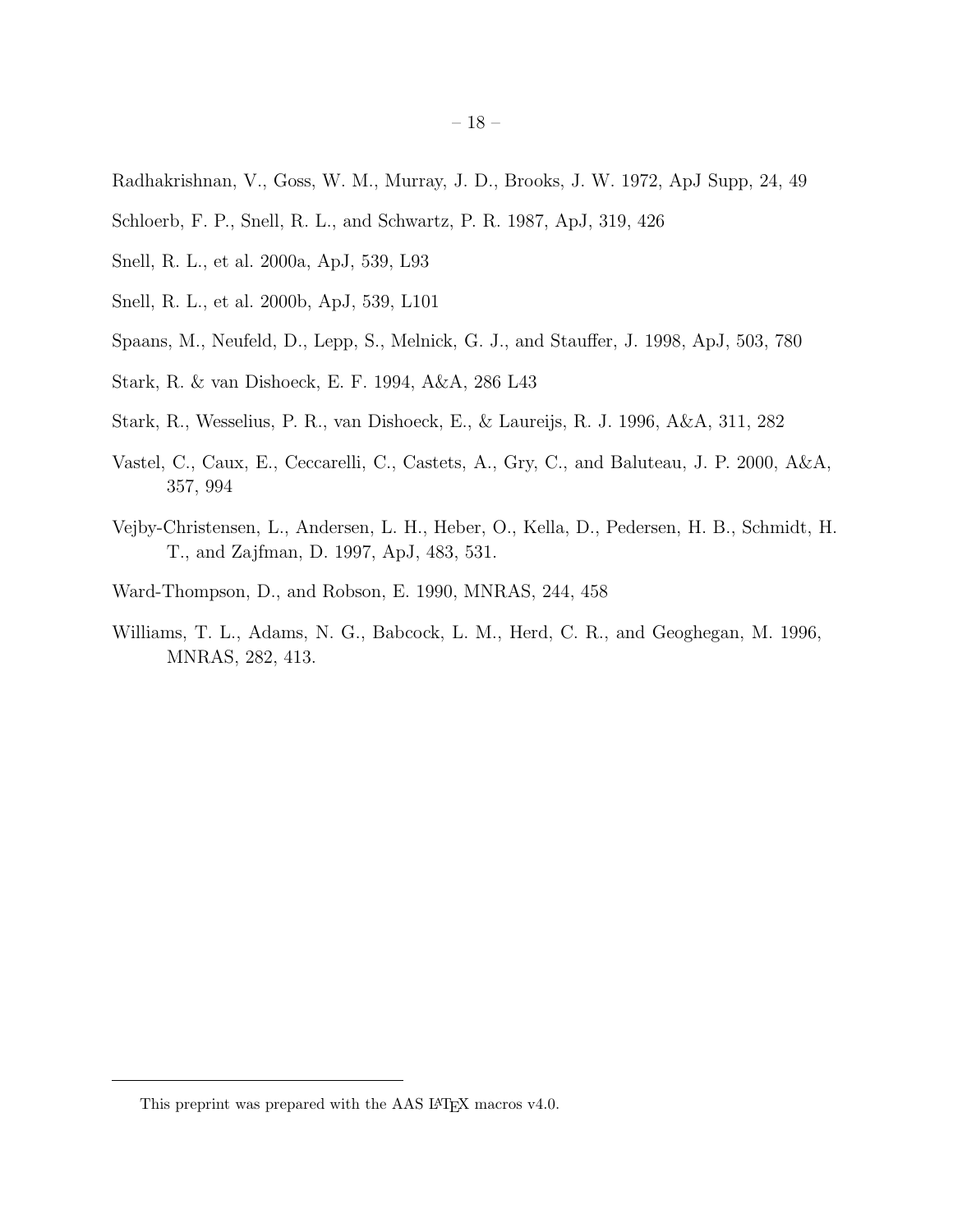Radhakrishnan, V., Goss, W. M., Murray, J. D., Brooks, J. W. 1972, ApJ Supp, 24, 49

Schloerb, F. P., Snell, R. L., and Schwartz, P. R. 1987, ApJ, 319, 426

Snell, R. L., et al. 2000a, ApJ, 539, L93

Snell, R. L., et al. 2000b, ApJ, 539, L101

Spaans, M., Neufeld, D., Lepp, S., Melnick, G. J., and Stauffer, J. 1998, ApJ, 503, 780

Stark, R. & van Dishoeck, E. F. 1994, A&A, 286 L43

Stark, R., Wesselius, P. R., van Dishoeck, E., & Laureijs, R. J. 1996, A&A, 311, 282

Vastel, C., Caux, E., Ceccarelli, C., Castets, A., Gry, C., and Baluteau, J. P. 2000, A&A, 357, 994

Vejby-Christensen, L., Andersen, L. H., Heber, O., Kella, D., Pedersen, H. B., Schmidt, H. T., and Zajfman, D. 1997, ApJ, 483, 531.

Ward-Thompson, D., and Robson, E. 1990, MNRAS, 244, 458

Williams, T. L., Adams, N. G., Babcock, L. M., Herd, C. R., and Geoghegan, M. 1996, MNRAS, 282, 413.

This preprint was prepared with the AAS LaTeX macros v4.0.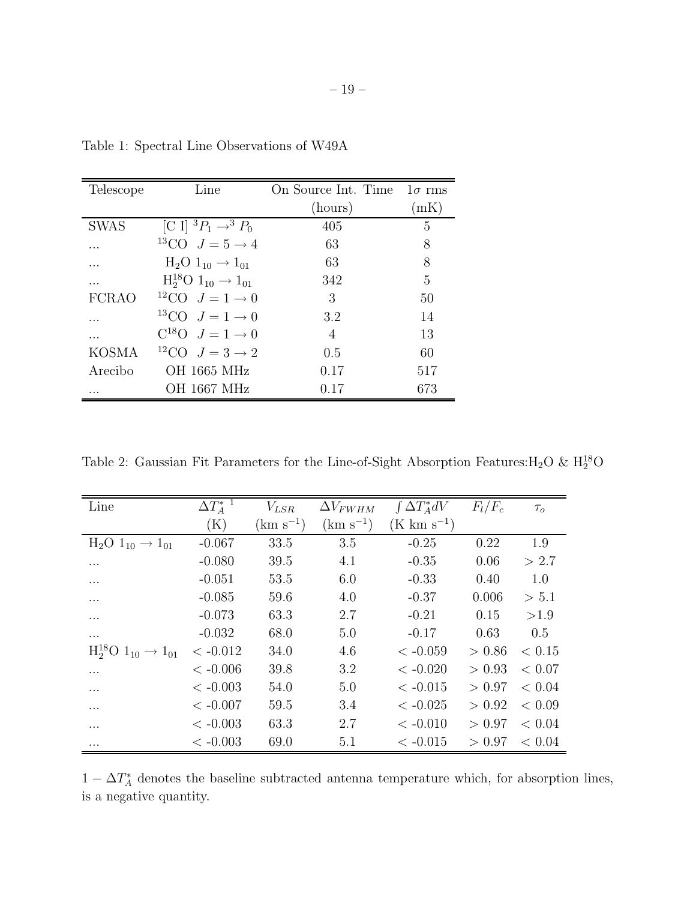Table 1: Spectral Line Observations of W49A

| Telescope | Line | On Source Int. Time (hours) | $1\sigma$ rms (mK) |
|---|---|---|---|
| SWAS | [C I] $^3P_1 \rightarrow ^3P_0$ | 405 | 5 |
| ... | $^{13}$CO $J = 5 \rightarrow 4$ | 63 | 8 |
| ... | $H_2O$ $1_{10} \rightarrow 1_{01}$ | 63 | 8 |
| ... | $H_2^{18}O$ $1_{10} \rightarrow 1_{01}$ | 342 | 5 |
| FCRAO | $^{12}$CO $J = 1 \rightarrow 0$ | 3 | 50 |
| ... | $^{13}$CO $J = 1 \rightarrow 0$ | 3.2 | 14 |
| ... | $C^{18}O$ $J = 1 \rightarrow 0$ | 4 | 13 |
| KOSMA | $^{12}$CO $J = 3 \rightarrow 2$ | 0.5 | 60 |
| Arecibo | OH 1665 MHz | 0.17 | 517 |
| ... | OH 1667 MHz | 0.17 | 673 |

Table 2: Gaussian Fit Parameters for the Line-of-Sight Absorption Features: $H_2O$ & $H_2^{18}O$

| Line | $\Delta T_A^*$ [1] (K) | $V_{LSR}$ (km s$^{-1}$) | $\Delta V_{FWHM}$ (km s$^{-1}$) | $\int \Delta T_A^* dV$ (K km s$^{-1}$) | $F_l/F_c$ | $\tau_o$ |
|---|---|---|---|---|---|---|
| $H_2O$ $1_{10} \rightarrow 1_{01}$ | -0.067 | 33.5 | 3.5 | -0.25 | 0.22 | 1.9 |
| ... | -0.080 | 39.5 | 4.1 | -0.35 | 0.06 | $> 2.7$ |
| ... | -0.051 | 53.5 | 6.0 | -0.33 | 0.40 | 1.0 |
| ... | -0.085 | 59.6 | 4.0 | -0.37 | 0.006 | $> 5.1$ |
| ... | -0.073 | 63.3 | 2.7 | -0.21 | 0.15 | $>1.9$ |
| ... | -0.032 | 68.0 | 5.0 | -0.17 | 0.63 | 0.5 |
| $H_2^{18}O$ $1_{10} \rightarrow 1_{01}$ | $<$ -0.012 | 34.0 | 4.6 | $<$ -0.059 | $> 0.86$ | $< 0.15$ |
| ... | $<$ -0.006 | 39.8 | 3.2 | $<$ -0.020 | $> 0.93$ | $< 0.07$ |
| ... | $<$ -0.003 | 54.0 | 5.0 | $<$ -0.015 | $> 0.97$ | $< 0.04$ |
| ... | $<$ -0.007 | 59.5 | 3.4 | $<$ -0.025 | $> 0.92$ | $< 0.09$ |
| ... | $<$ -0.003 | 63.3 | 2.7 | $<$ -0.010 | $> 0.97$ | $< 0.04$ |
| ... | $<$ -0.003 | 69.0 | 5.1 | $<$ -0.015 | $> 0.97$ | $< 0.04$ |

[1] – $\Delta T_A^*$ denotes the baseline subtracted antenna temperature which, for absorption lines, is a negative quantity.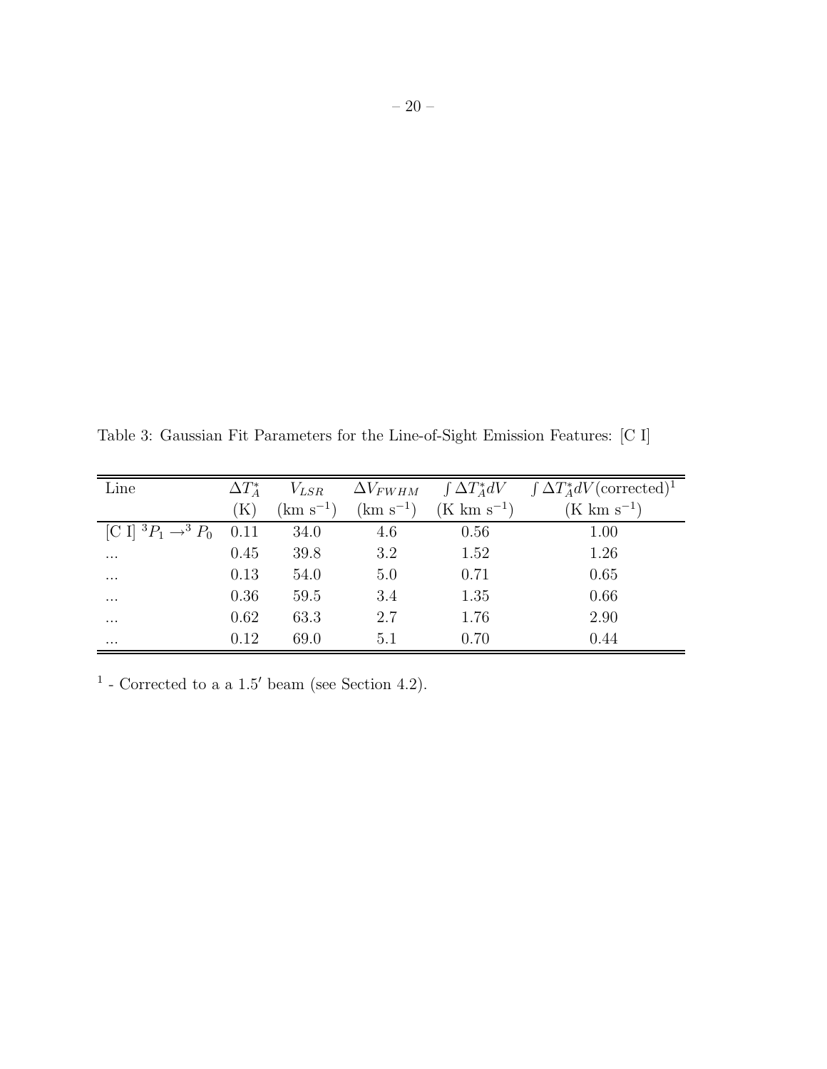Table 3: Gaussian Fit Parameters for the Line-of-Sight Emission Features: [C I]

| Line | $\Delta T_A^*$ | $V_{LSR}$ | $\Delta V_{FWHM}$ | $\int \Delta T_A^* dV$ | $\int \Delta T_A^* dV$(corrected)[1] |
|---|---|---|---|---|---|
| | (K) | (km s$^{-1}$) | (km s$^{-1}$) | (K km s$^{-1}$) | (K km s$^{-1}$) |
| [C I] $^3P_1 \rightarrow ^3P_0$ | 0.11 | 34.0 | 4.6 | 0.56 | 1.00 |
| ... | 0.45 | 39.8 | 3.2 | 1.52 | 1.26 |
| ... | 0.13 | 54.0 | 5.0 | 0.71 | 0.65 |
| ... | 0.36 | 59.5 | 3.4 | 1.35 | 0.66 |
| ... | 0.62 | 63.3 | 2.7 | 1.76 | 2.90 |
| ... | 0.12 | 69.0 | 5.1 | 0.70 | 0.44 |

[1] - Corrected to a a 1.5′ beam (see Section 4.2).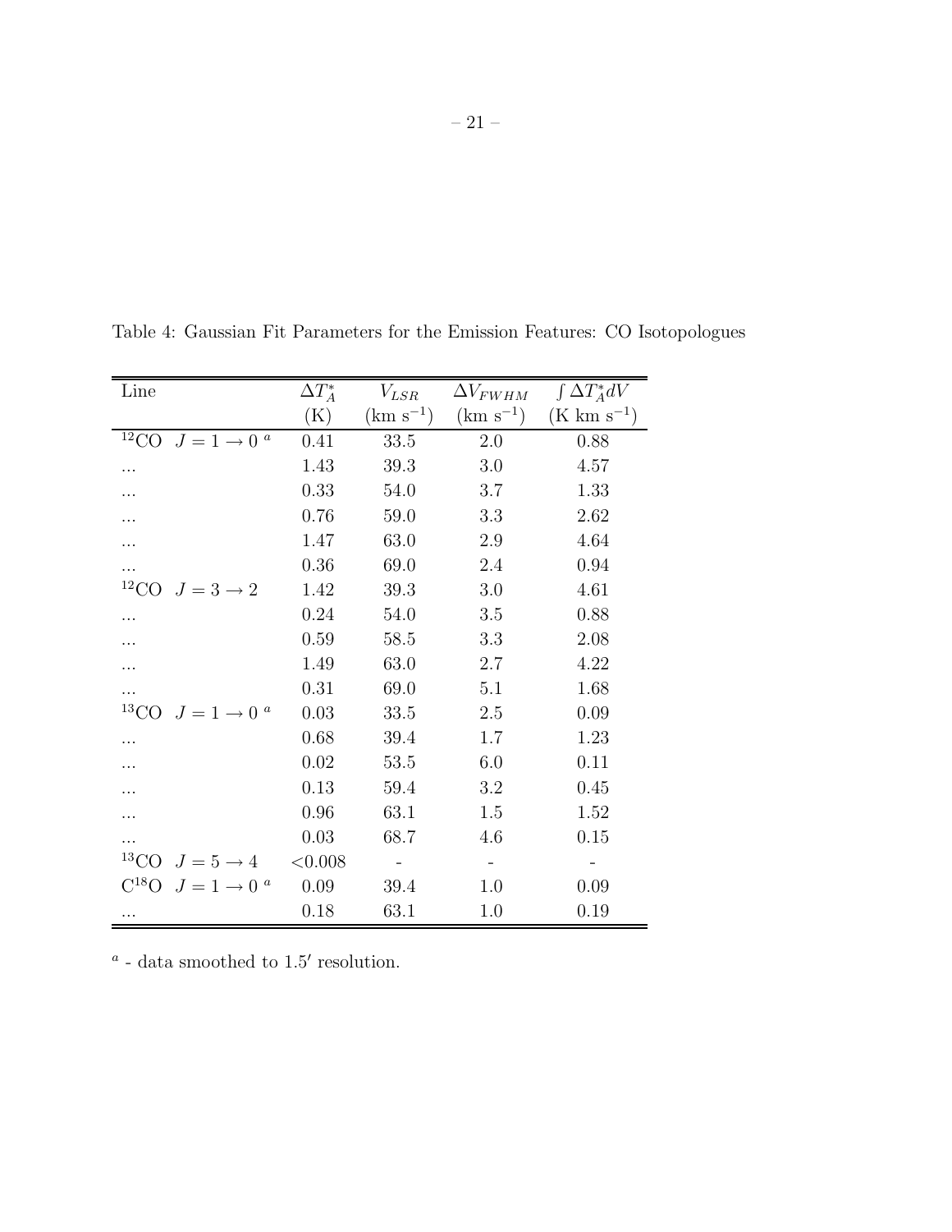Table 4: Gaussian Fit Parameters for the Emission Features: CO Isotopologues

| Line | $\Delta T_A^*$ | $V_{LSR}$ | $\Delta V_{FWHM}$ | $\int \Delta T_A^* dV$ |
|---|---|---|---|---|
| | (K) | (km s$^{-1}$) | (km s$^{-1}$) | (K km s$^{-1}$) |
| $^{12}$CO $J = 1 \rightarrow 0$ [a] | 0.41 | 33.5 | 2.0 | 0.88 |
| ... | 1.43 | 39.3 | 3.0 | 4.57 |
| ... | 0.33 | 54.0 | 3.7 | 1.33 |
| ... | 0.76 | 59.0 | 3.3 | 2.62 |
| ... | 1.47 | 63.0 | 2.9 | 4.64 |
| ... | 0.36 | 69.0 | 2.4 | 0.94 |
| $^{12}$CO $J = 3 \rightarrow 2$ | 1.42 | 39.3 | 3.0 | 4.61 |
| ... | 0.24 | 54.0 | 3.5 | 0.88 |
| ... | 0.59 | 58.5 | 3.3 | 2.08 |
| ... | 1.49 | 63.0 | 2.7 | 4.22 |
| ... | 0.31 | 69.0 | 5.1 | 1.68 |
| $^{13}$CO $J = 1 \rightarrow 0$ [a] | 0.03 | 33.5 | 2.5 | 0.09 |
| ... | 0.68 | 39.4 | 1.7 | 1.23 |
| ... | 0.02 | 53.5 | 6.0 | 0.11 |
| ... | 0.13 | 59.4 | 3.2 | 0.45 |
| ... | 0.96 | 63.1 | 1.5 | 1.52 |
| ... | 0.03 | 68.7 | 4.6 | 0.15 |
| $^{13}$CO $J = 5 \rightarrow 4$ | <0.008 | - | - | - |
| C$^{18}$O $J = 1 \rightarrow 0$ [a] | 0.09 | 39.4 | 1.0 | 0.09 |
| ... | 0.18 | 63.1 | 1.0 | 0.19 |

[a] - data smoothed to 1.5′ resolution.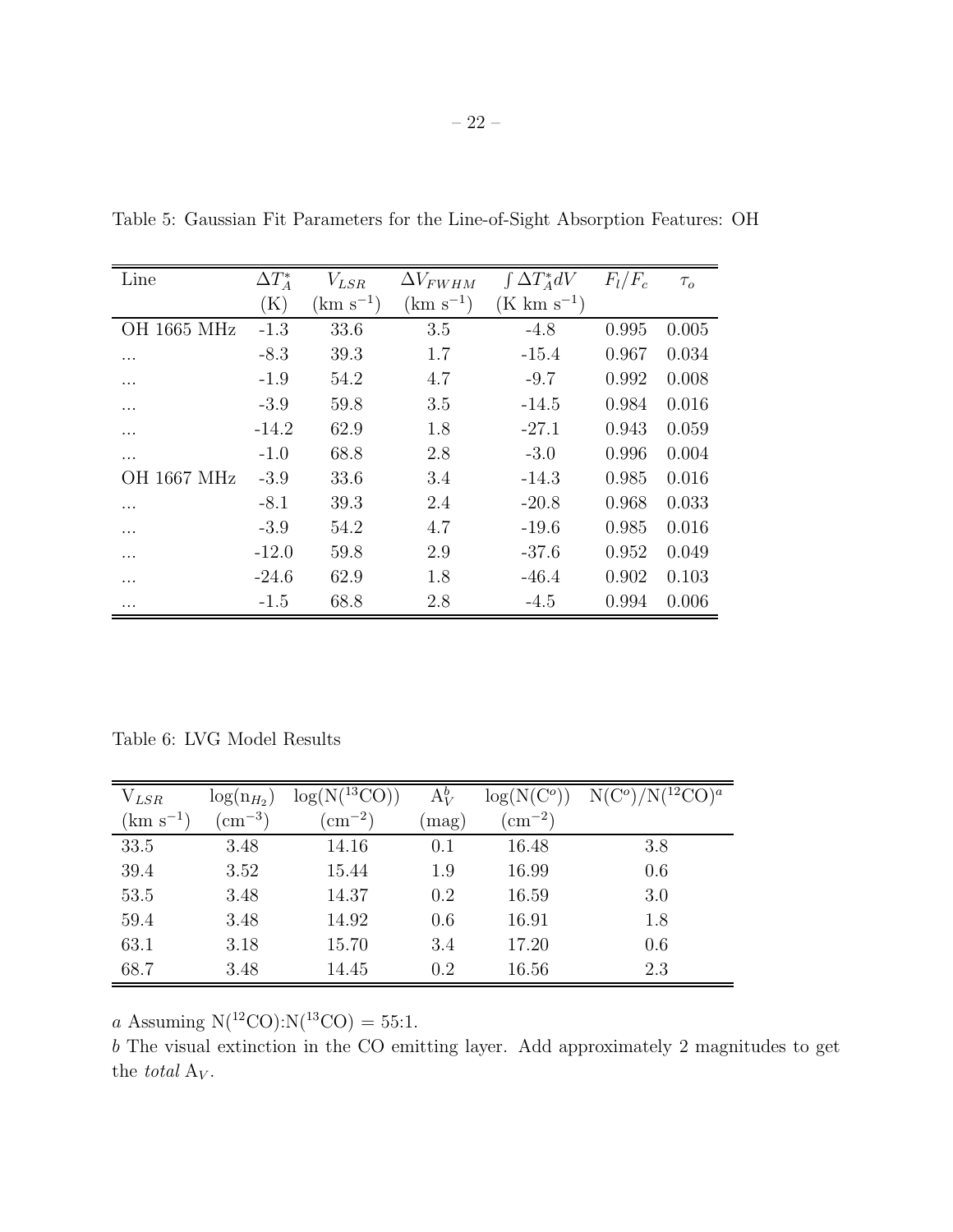Table 5: Gaussian Fit Parameters for the Line-of-Sight Absorption Features: OH

| Line | $\Delta T_A^*$ (K) | $V_{LSR}$ (km s$^{-1}$) | $\Delta V_{FWHM}$ (km s$^{-1}$) | $\int \Delta T_A^* dV$ (K km s$^{-1}$) | $F_l/F_c$ | $\tau_o$ |
|---|---|---|---|---|---|---|
| OH 1665 MHz | -1.3 | 33.6 | 3.5 | -4.8 | 0.995 | 0.005 |
| ... | -8.3 | 39.3 | 1.7 | -15.4 | 0.967 | 0.034 |
| ... | -1.9 | 54.2 | 4.7 | -9.7 | 0.992 | 0.008 |
| ... | -3.9 | 59.8 | 3.5 | -14.5 | 0.984 | 0.016 |
| ... | -14.2 | 62.9 | 1.8 | -27.1 | 0.943 | 0.059 |
| ... | -1.0 | 68.8 | 2.8 | -3.0 | 0.996 | 0.004 |
| OH 1667 MHz | -3.9 | 33.6 | 3.4 | -14.3 | 0.985 | 0.016 |
| ... | -8.1 | 39.3 | 2.4 | -20.8 | 0.968 | 0.033 |
| ... | -3.9 | 54.2 | 4.7 | -19.6 | 0.985 | 0.016 |
| ... | -12.0 | 59.8 | 2.9 | -37.6 | 0.952 | 0.049 |
| ... | -24.6 | 62.9 | 1.8 | -46.4 | 0.902 | 0.103 |
| ... | -1.5 | 68.8 | 2.8 | -4.5 | 0.994 | 0.006 |

Table 6: LVG Model Results

| $V_{LSR}$ (km s$^{-1}$) | $\log(n_{H_2})$ (cm$^{-3}$) | $\log(N(^{13}CO))$ (cm$^{-2}$) | $A_V^b$ (mag) | $\log(N(C^o))$ (cm$^{-2}$) | $N(C^o)/N(^{12}CO)^a$ |
|---|---|---|---|---|---|
| 33.5 | 3.48 | 14.16 | 0.1 | 16.48 | 3.8 |
| 39.4 | 3.52 | 15.44 | 1.9 | 16.99 | 0.6 |
| 53.5 | 3.48 | 14.37 | 0.2 | 16.59 | 3.0 |
| 59.4 | 3.48 | 14.92 | 0.6 | 16.91 | 1.8 |
| 63.1 | 3.18 | 15.70 | 3.4 | 17.20 | 0.6 |
| 68.7 | 3.48 | 14.45 | 0.2 | 16.56 | 2.3 |

*a* Assuming $N(^{12}CO):N(^{13}CO)$ = 55:1.

*b* The visual extinction in the CO emitting layer. Add approximately 2 magnitudes to get the *total* $A_V$.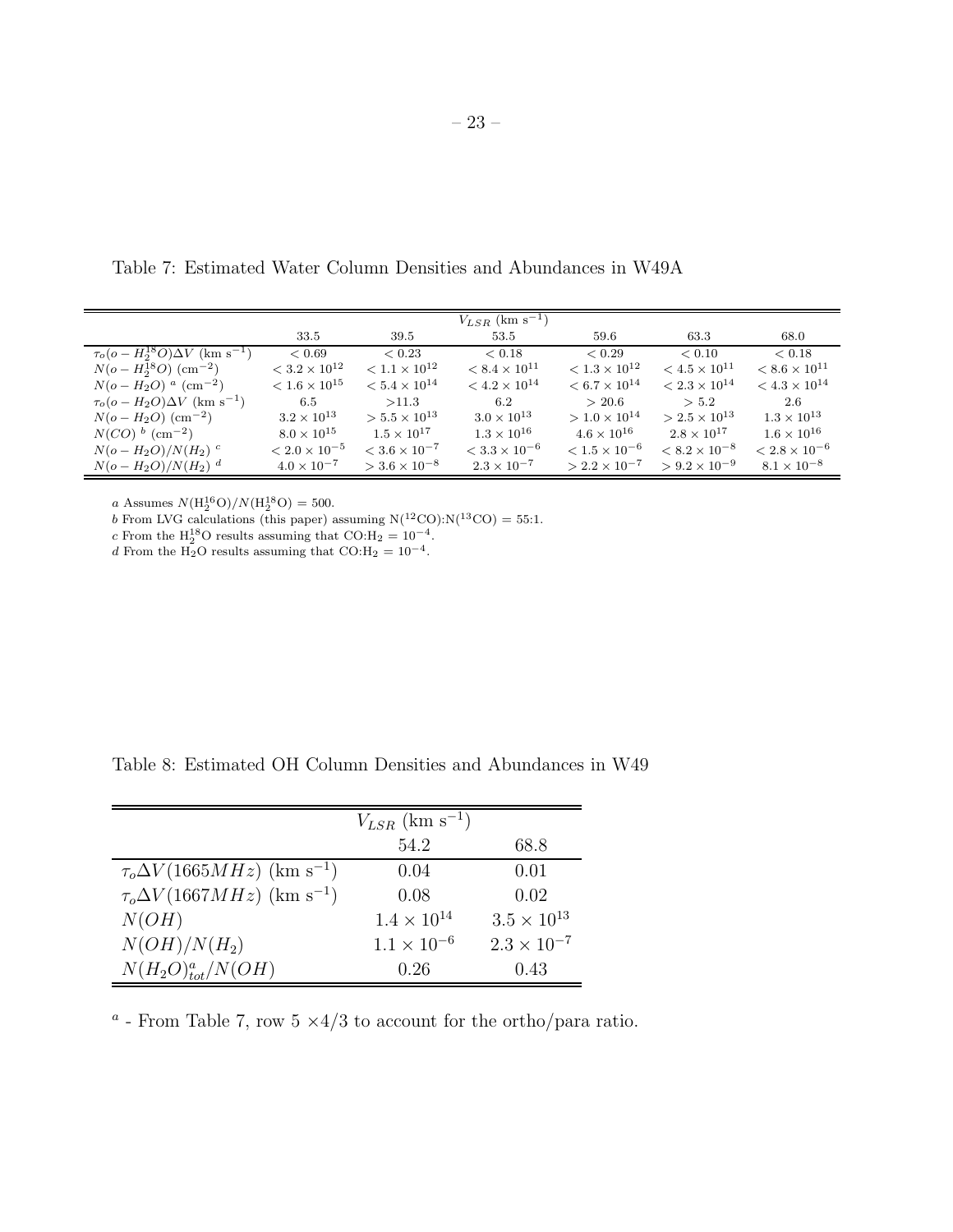Table 7: Estimated Water Column Densities and Abundances in W49A

| | $V_{LSR}$ (km s$^{-1}$) | | | | | |
|---|---|---|---|---|---|---|
| | 33.5 | 39.5 | 53.5 | 59.6 | 63.3 | 68.0 |
| $\tau_o(o-H_2^{18}O)\Delta V$ (km s$^{-1}$) | $< 0.69$ | $< 0.23$ | $< 0.18$ | $< 0.29$ | $< 0.10$ | $< 0.18$ |
| $N(o-H_2^{18}O)$ (cm$^{-2}$) | $< 3.2 \times 10^{12}$ | $< 1.1 \times 10^{12}$ | $< 8.4 \times 10^{11}$ | $< 1.3 \times 10^{12}$ | $< 4.5 \times 10^{11}$ | $< 8.6 \times 10^{11}$ |
| $N(o-H_2O)$ $^a$ (cm$^{-2}$) | $< 1.6 \times 10^{15}$ | $< 5.4 \times 10^{14}$ | $< 4.2 \times 10^{14}$ | $< 6.7 \times 10^{14}$ | $< 2.3 \times 10^{14}$ | $< 4.3 \times 10^{14}$ |
| $\tau_o(o-H_2O)\Delta V$ (km s$^{-1}$) | 6.5 | $>11.3$ | 6.2 | $> 20.6$ | $> 5.2$ | 2.6 |
| $N(o-H_2O)$ (cm$^{-2}$) | $3.2 \times 10^{13}$ | $> 5.5 \times 10^{13}$ | $3.0 \times 10^{13}$ | $> 1.0 \times 10^{14}$ | $> 2.5 \times 10^{13}$ | $1.3 \times 10^{13}$ |
| $N(CO)$ $^b$ (cm$^{-2}$) | $8.0 \times 10^{15}$ | $1.5 \times 10^{17}$ | $1.3 \times 10^{16}$ | $4.6 \times 10^{16}$ | $2.8 \times 10^{17}$ | $1.6 \times 10^{16}$ |
| $N(o-H_2O)/N(H_2)$ $^c$ | $< 2.0 \times 10^{-5}$ | $< 3.6 \times 10^{-7}$ | $< 3.3 \times 10^{-6}$ | $< 1.5 \times 10^{-6}$ | $< 8.2 \times 10^{-8}$ | $< 2.8 \times 10^{-6}$ |
| $N(o-H_2O)/N(H_2)$ $^d$ | $4.0 \times 10^{-7}$ | $> 3.6 \times 10^{-8}$ | $2.3 \times 10^{-7}$ | $> 2.2 \times 10^{-7}$ | $> 9.2 \times 10^{-9}$ | $8.1 \times 10^{-8}$ |

$a$ Assumes $N(H_2^{16}O)/N(H_2^{18}O) = 500$.
$b$ From LVG calculations (this paper) assuming N($^{12}$CO):N($^{13}$CO) = 55:1.
$c$ From the $H_2^{18}O$ results assuming that CO:$H_2 = 10^{-4}$.
$d$ From the $H_2O$ results assuming that CO:$H_2 = 10^{-4}$.

Table 8: Estimated OH Column Densities and Abundances in W49

| | $V_{LSR}$ (km s$^{-1}$) | |
|---|---|---|
| | 54.2 | 68.8 |
| $\tau_o\Delta V(1665MHz)$ (km s$^{-1}$) | 0.04 | 0.01 |
| $\tau_o\Delta V(1667MHz)$ (km s$^{-1}$) | 0.08 | 0.02 |
| $N(OH)$ | $1.4 \times 10^{14}$ | $3.5 \times 10^{13}$ |
| $N(OH)/N(H_2)$ | $1.1 \times 10^{-6}$ | $2.3 \times 10^{-7}$ |
| $N(H_2O)^a_{tot}/N(OH)$ | 0.26 | 0.43 |

$^a$ - From Table 7, row 5 $\times 4/3$ to account for the ortho/para ratio.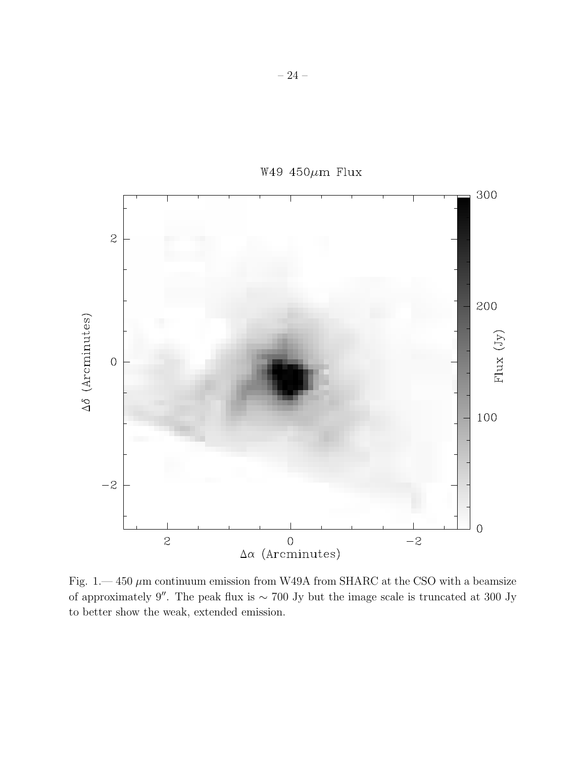Fig. 1.— 450 $\mu$m continuum emission from W49A from SHARC at the CSO with a beamsize of approximately 9″. The peak flux is $\sim$ 700 Jy but the image scale is truncated at 300 Jy to better show the weak, extended emission.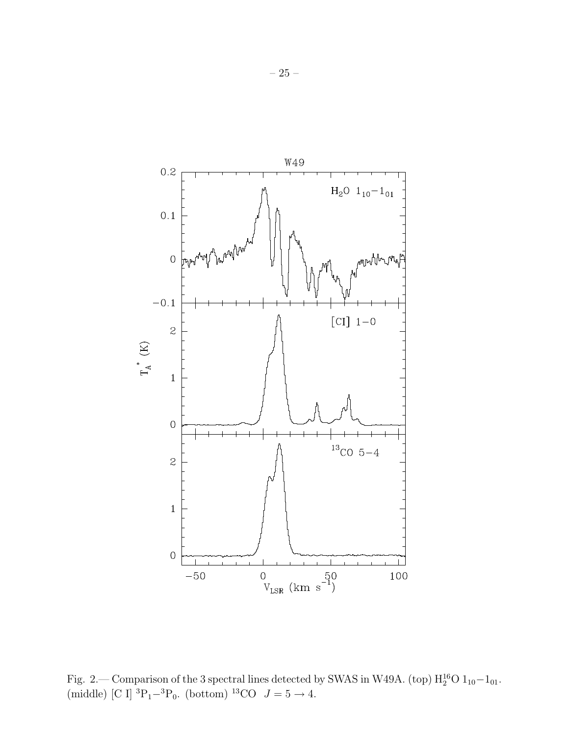Fig. 2.— Comparison of the 3 spectral lines detected by SWAS in W49A. (top) $H_2^{16}O$ $1_{10}-1_{01}$. (middle) [C I] $^3P_1-^3P_0$. (bottom) $^{13}CO$ $J = 5 \rightarrow 4$.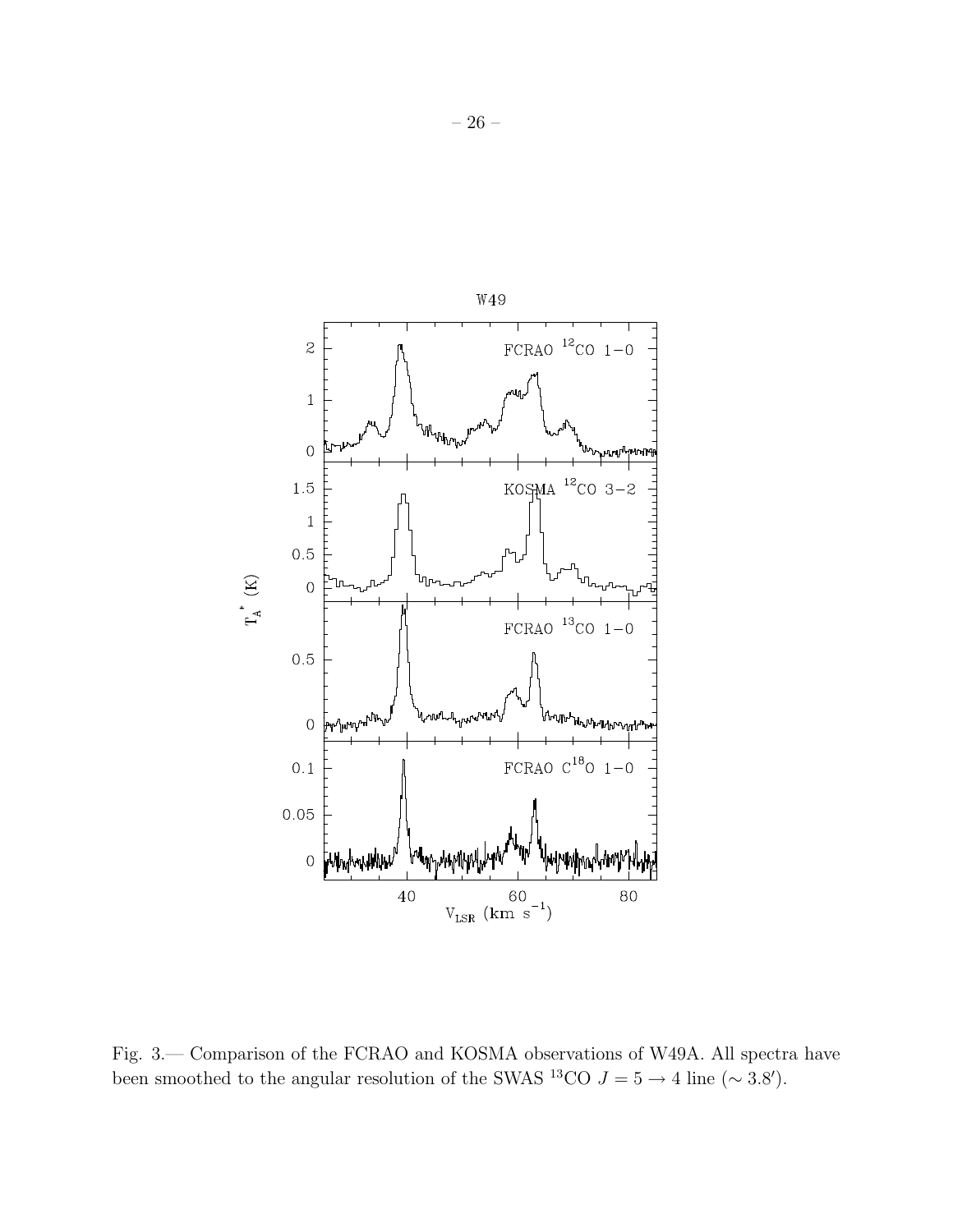Fig. 3.— Comparison of the FCRAO and KOSMA observations of W49A. All spectra have been smoothed to the angular resolution of the SWAS $^{13}$CO $J = 5 \rightarrow 4$ line ($\sim 3.8'$).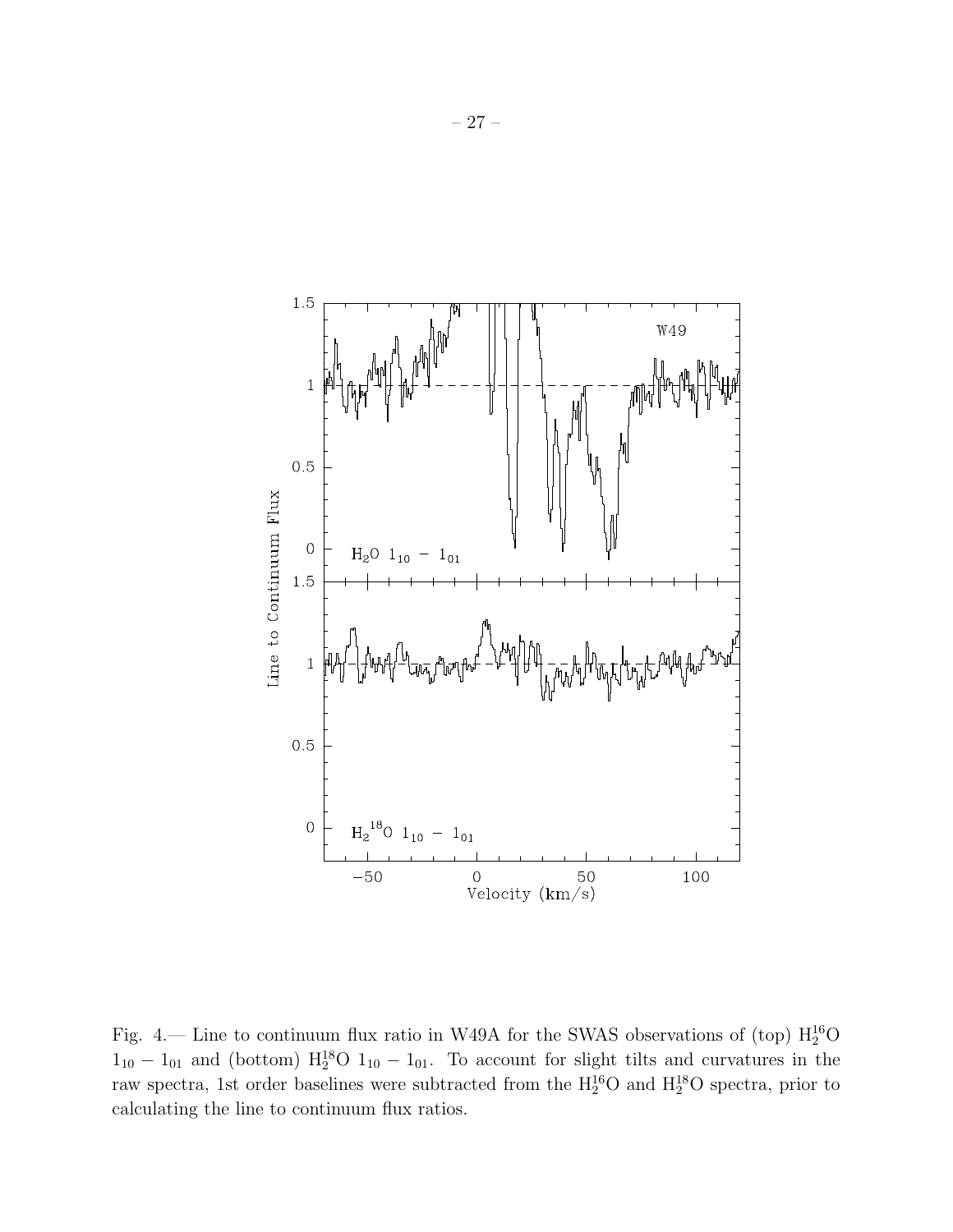Fig. 4.— Line to continuum flux ratio in W49A for the SWAS observations of (top) $H_2^{16}O$ $1_{10} - 1_{01}$ and (bottom) $H_2^{18}O$ $1_{10} - 1_{01}$. To account for slight tilts and curvatures in the raw spectra, 1st order baselines were subtracted from the $H_2^{16}O$ and $H_2^{18}O$ spectra, prior to calculating the line to continuum flux ratios.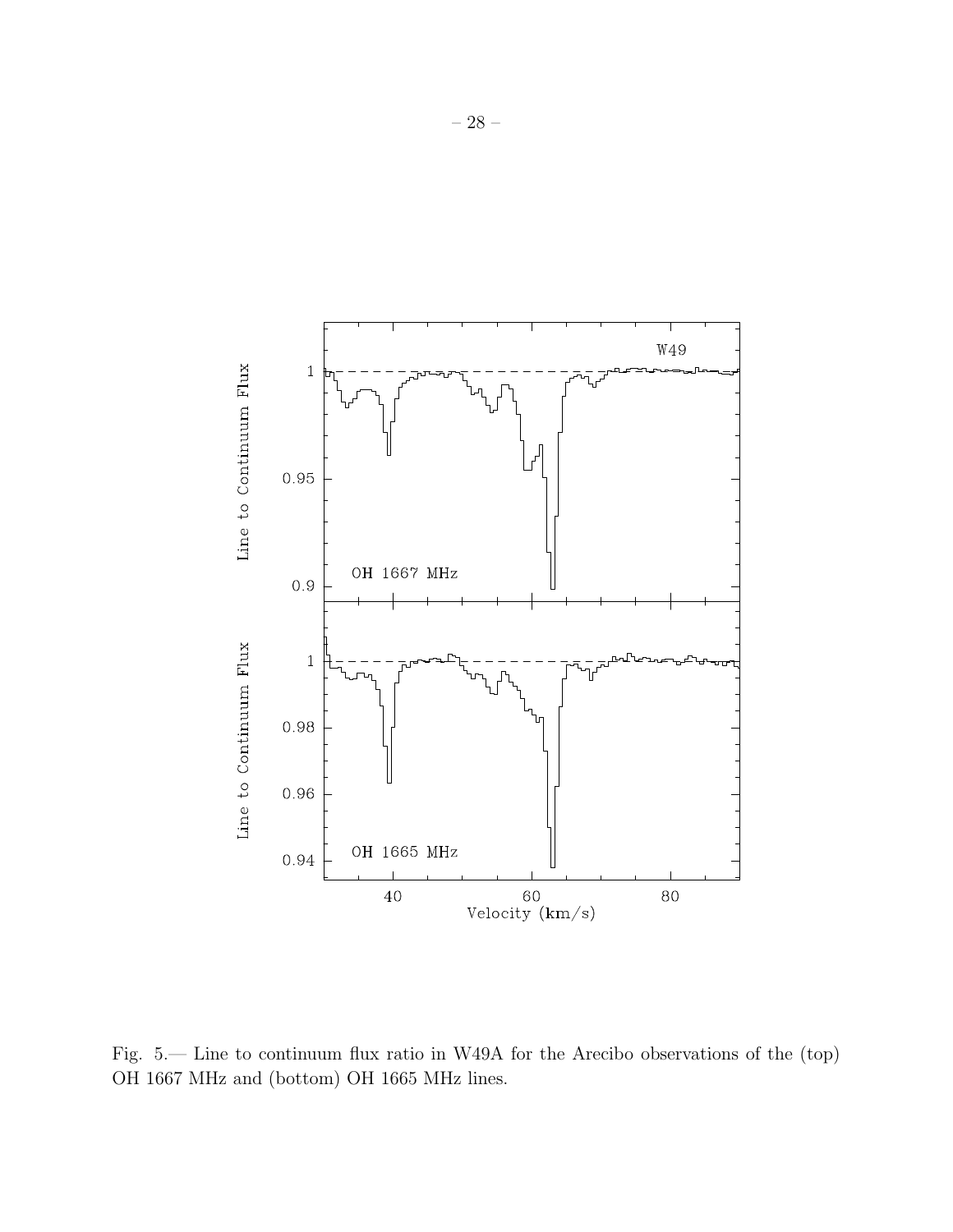Fig. 5.— Line to continuum flux ratio in W49A for the Arecibo observations of the (top) OH 1667 MHz and (bottom) OH 1665 MHz lines.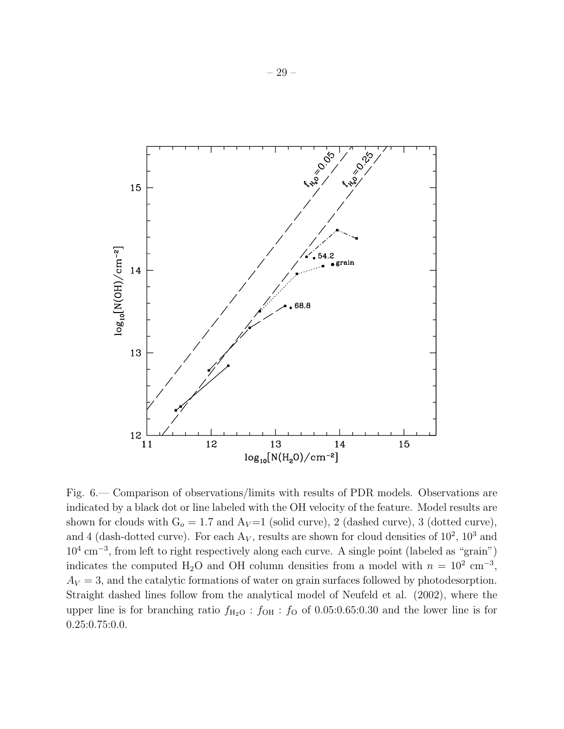Fig. 6.— Comparison of observations/limits with results of PDR models. Observations are indicated by a black dot or line labeled with the OH velocity of the feature. Model results are shown for clouds with $G_o = 1.7$ and $A_V$=1 (solid curve), 2 (dashed curve), 3 (dotted curve), and 4 (dash-dotted curve). For each $A_V$, results are shown for cloud densities of $10^2$, $10^3$ and $10^4$ cm$^{-3}$, from left to right respectively along each curve. A single point (labeled as "grain") indicates the computed $H_2O$ and OH column densities from a model with $n = 10^2$ cm$^{-3}$, $A_V = 3$, and the catalytic formations of water on grain surfaces followed by photodesorption. Straight dashed lines follow from the analytical model of Neufeld et al. (2002), where the upper line is for branching ratio $f_{H_2O} : f_{OH} : f_O$ of 0.05:0.65:0.30 and the lower line is for 0.25:0.75:0.0.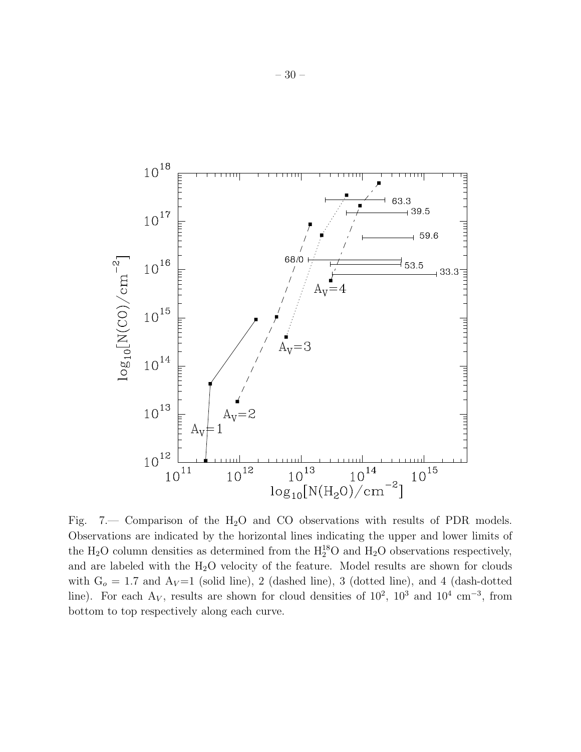Fig. 7.— Comparison of the $H_2O$ and CO observations with results of PDR models. Observations are indicated by the horizontal lines indicating the upper and lower limits of the $H_2O$ column densities as determined from the $H_2^{18}O$ and $H_2O$ observations respectively, and are labeled with the $H_2O$ velocity of the feature. Model results are shown for clouds with $G_o = 1.7$ and $A_V$=1 (solid line), 2 (dashed line), 3 (dotted line), and 4 (dash-dotted line). For each $A_V$, results are shown for cloud densities of $10^2$, $10^3$ and $10^4$ cm$^{-3}$, from bottom to top respectively along each curve.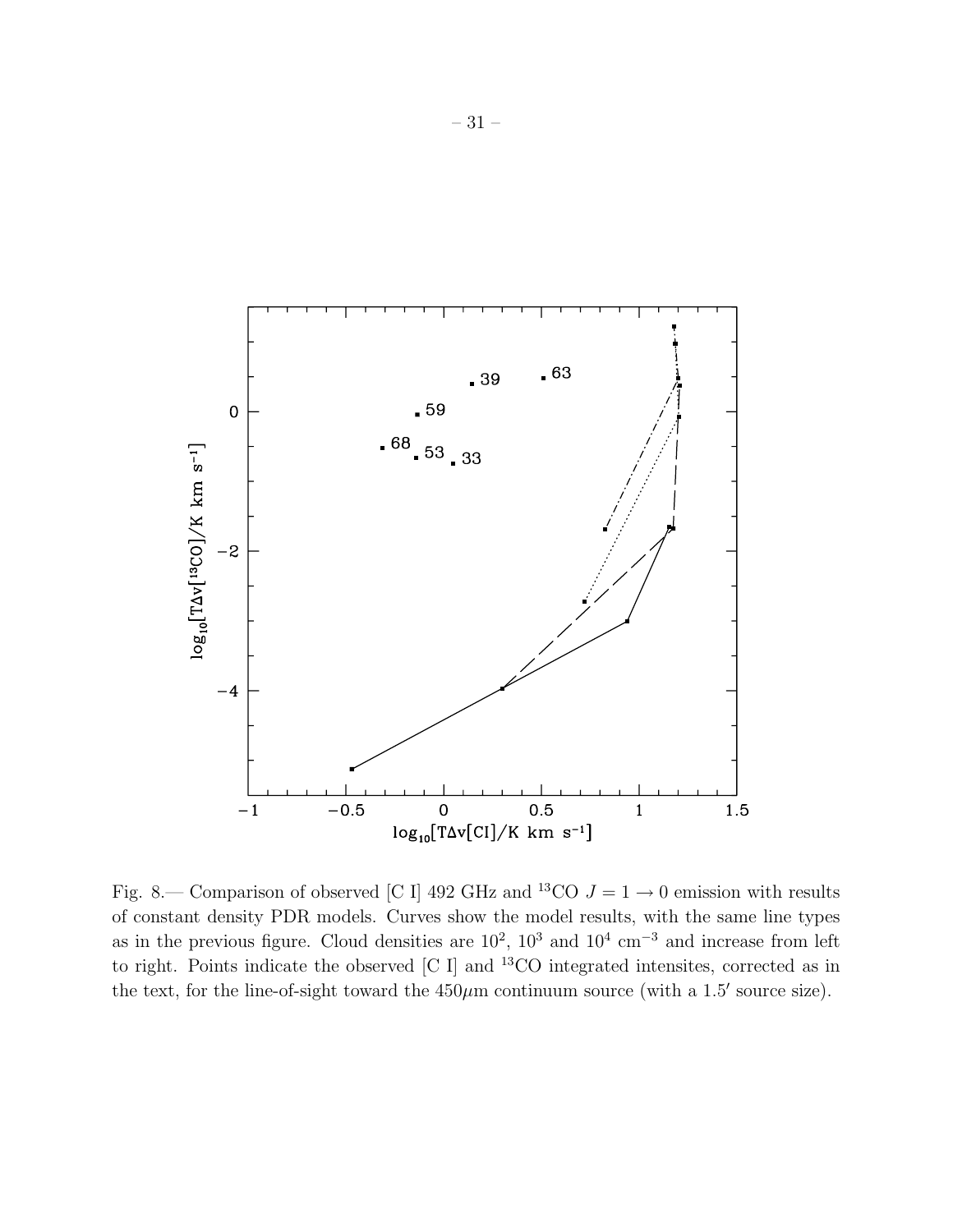$\log_{10}[T\Delta v[^{13}CO]/K\ km\ s^{-1}]$

$\log_{10}[T\Delta v[CI]/K\ km\ s^{-1}]$

−1 −0.5 0 0.5 1 1.5

0 −2 −4

39 63 59 68 53 33

Fig. 8.— Comparison of observed [C I] 492 GHz and $^{13}$CO $J = 1 \rightarrow 0$ emission with results of constant density PDR models. Curves show the model results, with the same line types as in the previous figure. Cloud densities are $10^2$, $10^3$ and $10^4$ cm$^{-3}$ and increase from left to right. Points indicate the observed [C I] and $^{13}$CO integrated intensites, corrected as in the text, for the line-of-sight toward the 450$\mu$m continuum source (with a 1.5′ source size).